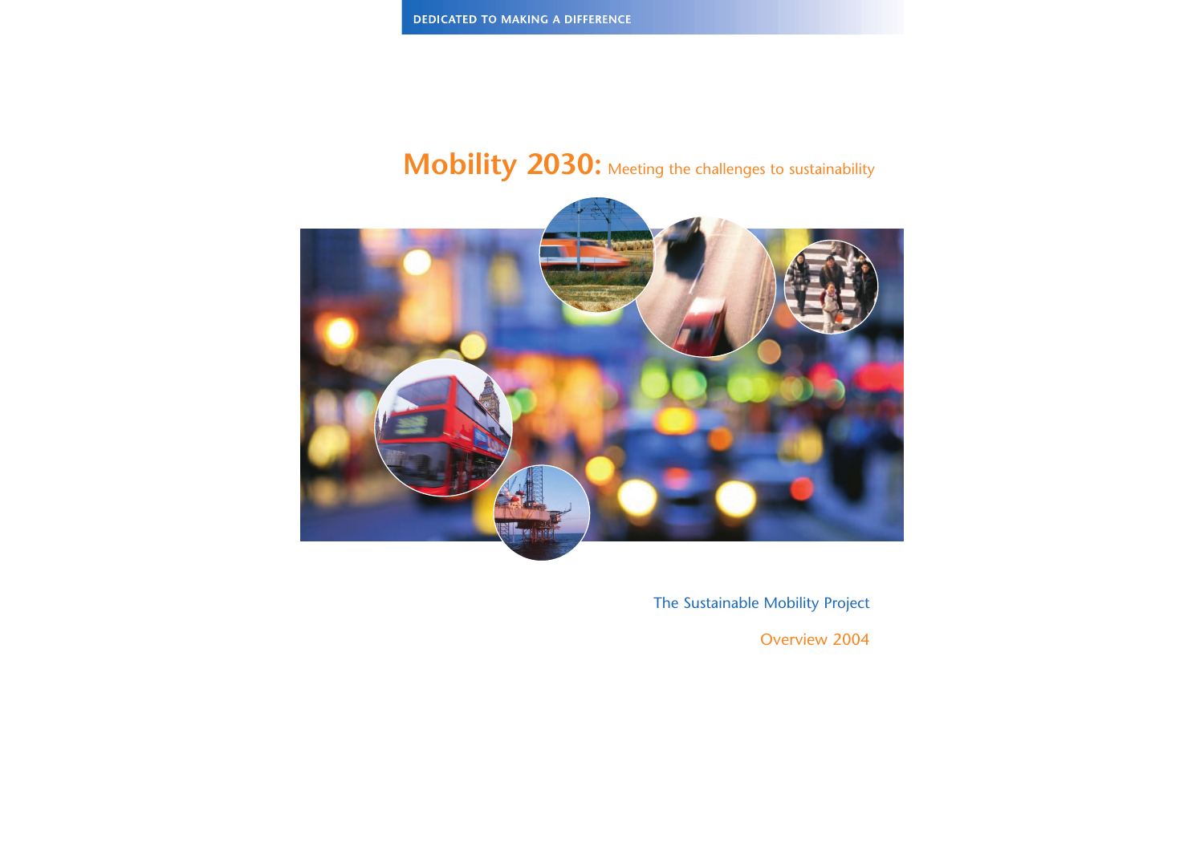DEDICATED TO MAKING A DIFFERENCE

# Mobility 2030: Meeting the challenges to sustainability

The Sustainable Mobility Project

Overview 2004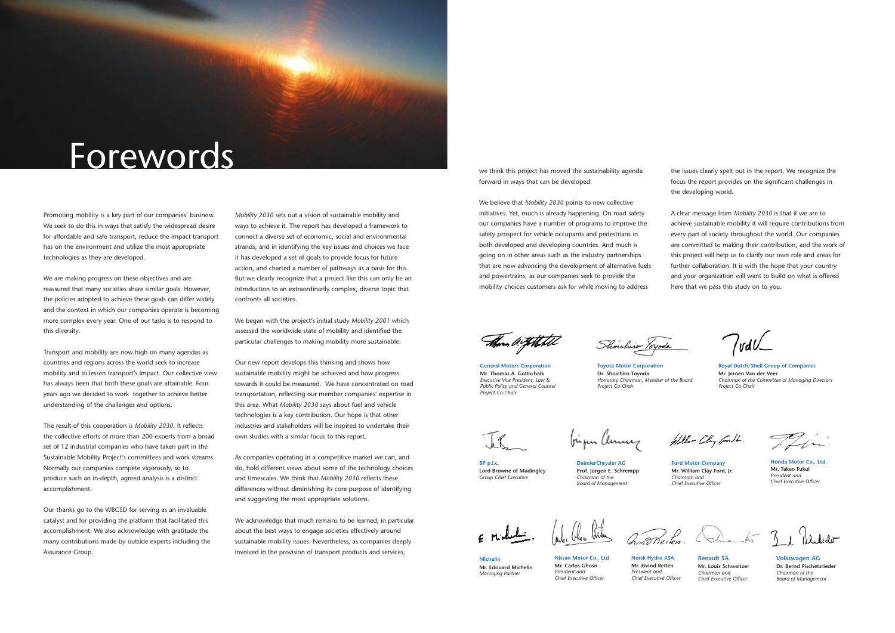# Forewords

Promoting mobility is a key part of our companies' business. We seek to do this in ways that satisfy the widespread desire for affordable and safe transport, reduce the impact transport has on the environment and utilize the most appropriate technologies as they are developed.

We are making progress on these objectives and are reassured that many societies share similar goals. However, the policies adopted to achieve these goals can differ widely and the context in which our companies operate is becoming more complex every year. One of our tasks is to respond to this diversity.

Transport and mobility are now high on many agendas as countries and regions across the world seek to increase mobility and to lessen transport's impact. Our collective view has always been that both these goals are attainable. Four years ago we decided to work together to achieve better understanding of the challenges and options.

The result of this cooperation is *Mobility 2030*. It reflects the collective efforts of more than 200 experts from a broad set of 12 industrial companies who have taken part in the Sustainable Mobility Project's committees and work streams. Normally our companies compete vigorously, so to produce such an in-depth, agreed analysis is a distinct accomplishment.

Our thanks go to the WBCSD for serving as an invaluable catalyst and for providing the platform that facilitated this accomplishment. We also acknowledge with gratitude the many contributions made by outside experts including the Assurance Group.

*Mobility 2030* sets out a vision of sustainable mobility and ways to achieve it. The report has developed a framework to connect a diverse set of economic, social and environmental strands; and in identifying the key issues and choices we face it has developed a set of goals to provide focus for future action, and charted a number of pathways as a basis for this. But we clearly recognize that a project like this can only be an introduction to an extraordinarily complex, diverse topic that confronts all societies.

We began with the project's initial study *Mobility 2001* which assessed the worldwide state of mobility and identified the particular challenges to making mobility more sustainable.

Our new report develops this thinking and shows how sustainable mobility might be achieved and how progress towards it could be measured. We have concentrated on road transportation, reflecting our member companies' expertise in this area. What *Mobility 2030* says about fuel and vehicle technologies is a key contribution. Our hope is that other industries and stakeholders will be inspired to undertake their own studies with a similar focus to this report.

As companies operating in a competitive market we can, and do, hold different views about some of the technology choices and timescales. We think that *Mobility 2030* reflects these differences without diminishing its core purpose of identifying the issues and suggesting the most appropriate solutions.

We acknowledge that much remains to be learned, in particular about the best ways to engage societies effectively around sustainable mobility issues. Nevertheless, as companies deeply involved in the provision of transport products and services, we think this project has moved the sustainability agenda forward in ways that can be developed.

We believe that *Mobility 2030* points to new collective initiatives. Yet, much is already happening. On road safety our companies have a number of programs to improve the safety prospect for vehicle occupants and pedestrians in both developed and developing countries. And much is going on in other areas such as the industry partnerships that are now advancing the development of alternative fuels and powertrains, as our companies seek to provide the mobility choices customers ask for while moving to address the issues clearly spelt out in the report. We recognize the focus the report provides on the significant challenges in the developing world.

A clear message from *Mobility 2030* is that if we are to achieve sustainable mobility it will require contributions from every part of society throughout the world. Our companies are committed to making their contribution, and the work of this project will help us to clarify our own role and areas for further collaboration. It is with the hope that your country and your organization will want to build on what is offered here that we pass this study on to you.

**General Motors Corporation**
**Mr. Thomas A. Gottschalk**
*Executive Vice President, Law & Public Policy and General Counsel*
*Project Co-Chair*

**Toyota Motor Corporation**
**Dr. Shoichiro Toyoda**
*Honorary Chairman, Member of the Board*
*Project Co-Chair*

**Royal Dutch/Shell Group of Companies**
**Mr. Jeroen Van der Veer**
*Chairman of the Committee of Managing Directors*
*Project Co-Chair*

**BP p.l.c.**
**Lord Browne of Madingley**
*Group Chief Executive*

**DaimlerChrysler AG**
**Prof. Jürgen E. Schrempp**
*Chairman of the Board of Management*

**Ford Motor Company**
**Mr. William Clay Ford, Jr.**
*Chairman and Chief Executive Officer*

**Honda Motor Co., Ltd.**
**Mr. Takeo Fukui**
*President and Chief Executive Officer*

**Michelin**
**Mr. Edouard Michelin**
*Managing Partner*

**Nissan Motor Co., Ltd**
**Mr. Carlos Ghosn**
*President and Chief Executive Officer*

**Norsk Hydro ASA**
**Mr. Eivind Reiten**
*President and Chief Executive Officer*

**Renault SA**
**Mr. Louis Schweitzer**
*Chairman and Chief Executive Officer*

**Volkswagen AG**
**Dr. Bernd Pischetsrieder**
*Chairman of the Board of Management*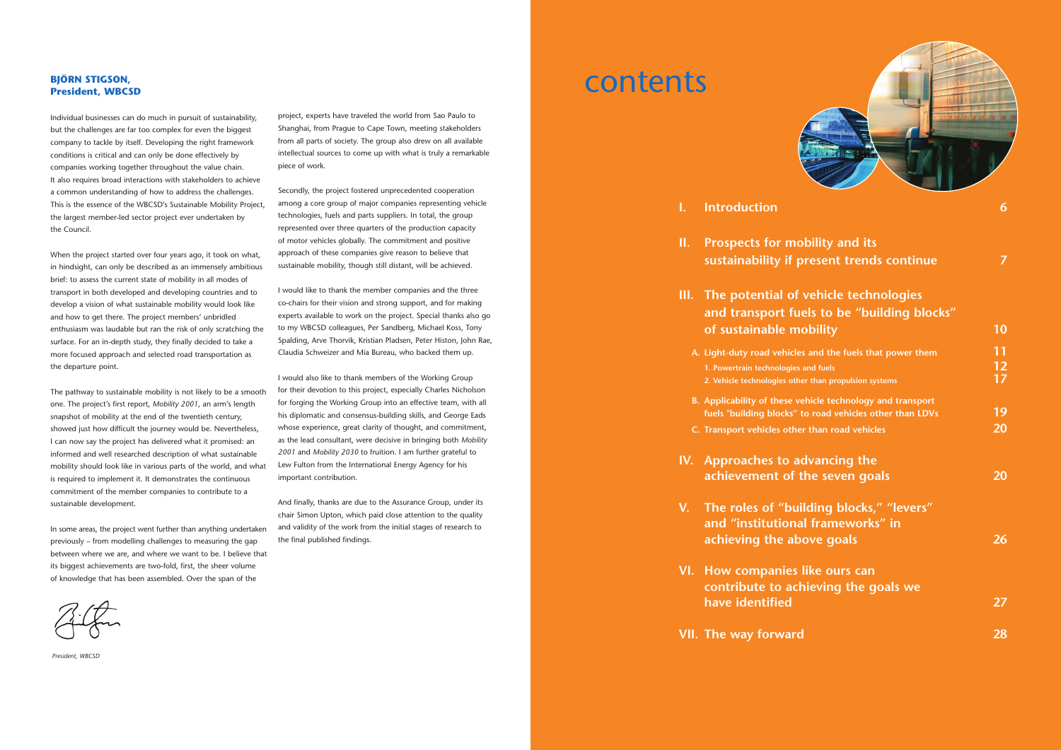## BJÖRN STIGSON, President, WBCSD

Individual businesses can do much in pursuit of sustainability, but the challenges are far too complex for even the biggest company to tackle by itself. Developing the right framework conditions is critical and can only be done effectively by companies working together throughout the value chain. It also requires broad interactions with stakeholders to achieve a common understanding of how to address the challenges. This is the essence of the WBCSD's Sustainable Mobility Project, the largest member-led sector project ever undertaken by the Council.

When the project started over four years ago, it took on what, in hindsight, can only be described as an immensely ambitious brief: to assess the current state of mobility in all modes of transport in both developed and developing countries and to develop a vision of what sustainable mobility would look like and how to get there. The project members' unbridled enthusiasm was laudable but ran the risk of only scratching the surface. For an in-depth study, they finally decided to take a more focused approach and selected road transportation as the departure point.

The pathway to sustainable mobility is not likely to be a smooth one. The project's first report, *Mobility 2001*, an arm's length snapshot of mobility at the end of the twentieth century, showed just how difficult the journey would be. Nevertheless, I can now say the project has delivered what it promised: an informed and well researched description of what sustainable mobility should look like in various parts of the world, and what is required to implement it. It demonstrates the continuous commitment of the member companies to contribute to a sustainable development.

In some areas, the project went further than anything undertaken previously – from modelling challenges to measuring the gap between where we are, and where we want to be. I believe that its biggest achievements are two-fold, first, the sheer volume of knowledge that has been assembled. Over the span of the project, experts have traveled the world from Sao Paulo to Shanghai, from Prague to Cape Town, meeting stakeholders from all parts of society. The group also drew on all available intellectual sources to come up with what is truly a remarkable piece of work.

Secondly, the project fostered unprecedented cooperation among a core group of major companies representing vehicle technologies, fuels and parts suppliers. In total, the group represented over three quarters of the production capacity of motor vehicles globally. The commitment and positive approach of these companies give reason to believe that sustainable mobility, though still distant, will be achieved.

I would like to thank the member companies and the three co-chairs for their vision and strong support, and for making experts available to work on the project. Special thanks also go to my WBCSD colleagues, Per Sandberg, Michael Koss, Tony Spalding, Arve Thorvik, Kristian Pladsen, Peter Histon, John Rae, Claudia Schweizer and Mia Bureau, who backed them up.

I would also like to thank members of the Working Group for their devotion to this project, especially Charles Nicholson for forging the Working Group into an effective team, with all his diplomatic and consensus-building skills, and George Eads whose experience, great clarity of thought, and commitment, as the lead consultant, were decisive in bringing both *Mobility 2001* and *Mobility 2030* to fruition. I am further grateful to Lew Fulton from the International Energy Agency for his important contribution.

And finally, thanks are due to the Assurance Group, under its chair Simon Upton, which paid close attention to the quality and validity of the work from the initial stages of research to the final published findings.

*President, WBCSD*

# contents

| | | |
|---|---|---|
| **I.** | **Introduction** | **6** |
| **II.** | **Prospects for mobility and its sustainability if present trends continue** | **7** |
| **III.** | **The potential of vehicle technologies and transport fuels to be "building blocks" of sustainable mobility** | **10** |
| | **A. Light-duty road vehicles and the fuels that power them** | **11** |
| | 1. Powertrain technologies and fuels | 12 |
| | 2. Vehicle technologies other than propulsion systems | 17 |
| | **B. Applicability of these vehicle technology and transport fuels "building blocks" to road vehicles other than LDVs** | **19** |
| | **C. Transport vehicles other than road vehicles** | **20** |
| **IV.** | **Approaches to advancing the achievement of the seven goals** | **20** |
| **V.** | **The roles of "building blocks," "levers" and "institutional frameworks" in achieving the above goals** | **26** |
| **VI.** | **How companies like ours can contribute to achieving the goals we have identified** | **27** |
| **VII.** | **The way forward** | **28** |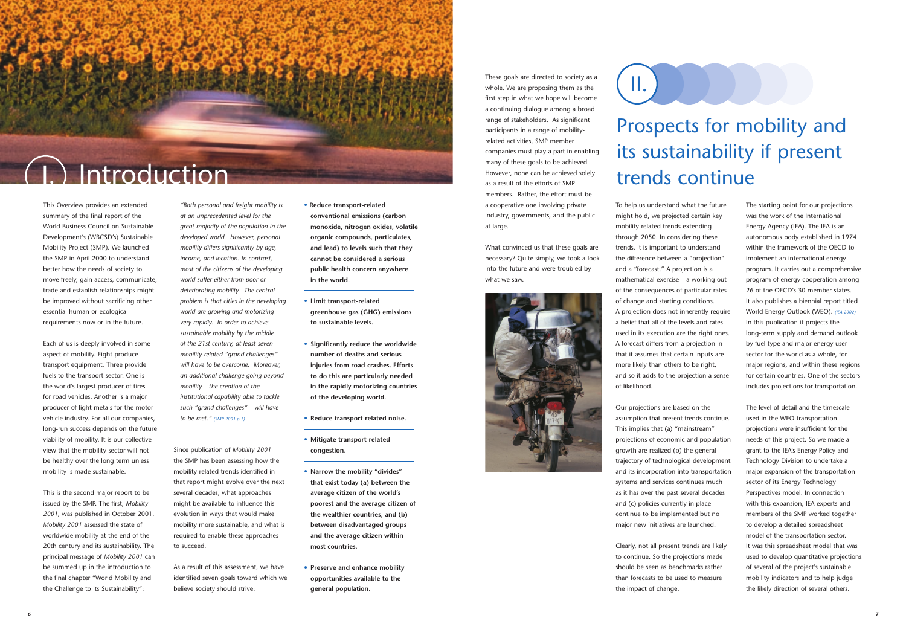# I. Introduction

This Overview provides an extended summary of the final report of the World Business Council on Sustainable Development's (WBCSD's) Sustainable Mobility Project (SMP). We launched the SMP in April 2000 to understand better how the needs of society to move freely, gain access, communicate, trade and establish relationships might be improved without sacrificing other essential human or ecological requirements now or in the future.

Each of us is deeply involved in some aspect of mobility. Eight produce transport equipment. Three provide fuels to the transport sector. One is the world's largest producer of tires for road vehicles. Another is a major producer of light metals for the motor vehicle industry. For all our companies, long-run success depends on the future viability of mobility. It is our collective view that the mobility sector will not be healthy over the long term unless mobility is made sustainable.

This is the second major report to be issued by the SMP. The first, *Mobility 2001*, was published in October 2001. *Mobility 2001* assessed the state of worldwide mobility at the end of the 20th century and its sustainability. The principal message of *Mobility 2001* can be summed up in the introduction to the final chapter "World Mobility and the Challenge to its Sustainability":

*"Both personal and freight mobility is at an unprecedented level for the great majority of the population in the developed world. However, personal mobility differs significantly by age, income, and location. In contrast, most of the citizens of the developing world suffer either from poor or deteriorating mobility. The central problem is that cities in the developing world are growing and motorizing very rapidly. In order to achieve sustainable mobility by the middle of the 21st century, at least seven mobility-related "grand challenges" will have to be overcome. Moreover, an additional challenge going beyond mobility – the creation of the institutional capability able to tackle such "grand challenges" – will have to be met." (SMP 2001 p.1)*

Since publication of *Mobility 2001* the SMP has been assessing how the mobility-related trends identified in that report might evolve over the next several decades, what approaches might be available to influence this evolution in ways that would make mobility more sustainable, and what is required to enable these approaches to succeed.

As a result of this assessment, we have identified seven goals toward which we believe society should strive:

- **Reduce transport-related conventional emissions (carbon monoxide, nitrogen oxides, volatile organic compounds, particulates, and lead) to levels such that they cannot be considered a serious public health concern anywhere in the world.**
- **Limit transport-related greenhouse gas (GHG) emissions to sustainable levels.**
- **Significantly reduce the worldwide number of deaths and serious injuries from road crashes. Efforts to do this are particularly needed in the rapidly motorizing countries of the developing world.**
- **Reduce transport-related noise.**
- **Mitigate transport-related congestion.**
- **Narrow the mobility "divides" that exist today (a) between the average citizen of the world's poorest and the average citizen of the wealthier countries, and (b) between disadvantaged groups and the average citizen within most countries.**
- **Preserve and enhance mobility opportunities available to the general population.**

These goals are directed to society as a whole. We are proposing them as the first step in what we hope will become a continuing dialogue among a broad range of stakeholders. As significant participants in a range of mobility-related activities, SMP member companies must play a part in enabling many of these goals to be achieved. However, none can be achieved solely as a result of the efforts of SMP members. Rather, the effort must be a cooperative one involving private industry, governments, and the public at large.

What convinced us that these goals are necessary? Quite simply, we took a look into the future and were troubled by what we saw.

# II. Prospects for mobility and its sustainability if present trends continue

To help us understand what the future might hold, we projected certain key mobility-related trends extending through 2050. In considering these trends, it is important to understand the difference between a "projection" and a "forecast." A projection is a mathematical exercise – a working out of the consequences of particular rates of change and starting conditions. A projection does not inherently require a belief that all of the levels and rates used in its execution are the right ones. A forecast differs from a projection in that it assumes that certain inputs are more likely than others to be right, and so it adds to the projection a sense of likelihood.

Our projections are based on the assumption that present trends continue. This implies that (a) "mainstream" projections of economic and population growth are realized (b) the general trajectory of technological development and its incorporation into transportation systems and services continues much as it has over the past several decades and (c) policies currently in place continue to be implemented but no major new initiatives are launched.

Clearly, not all present trends are likely to continue. So the projections made should be seen as benchmarks rather than forecasts to be used to measure the impact of change.

The starting point for our projections was the work of the International Energy Agency (IEA). The IEA is an autonomous body established in 1974 within the framework of the OECD to implement an international energy program. It carries out a comprehensive program of energy cooperation among 26 of the OECD's 30 member states. It also publishes a biennial report titled World Energy Outlook (WEO). *(IEA 2002)* In this publication it projects the long-term supply and demand outlook by fuel type and major energy user sector for the world as a whole, for major regions, and within these regions for certain countries. One of the sectors includes projections for transportation.

The level of detail and the timescale used in the WEO transportation projections were insufficient for the needs of this project. So we made a grant to the IEA's Energy Policy and Technology Division to undertake a major expansion of the transportation sector of its Energy Technology Perspectives model. In connection with this expansion, IEA experts and members of the SMP worked together to develop a detailed spreadsheet model of the transportation sector. It was this spreadsheet model that was used to develop quantitative projections of several of the project's sustainable mobility indicators and to help judge the likely direction of several others.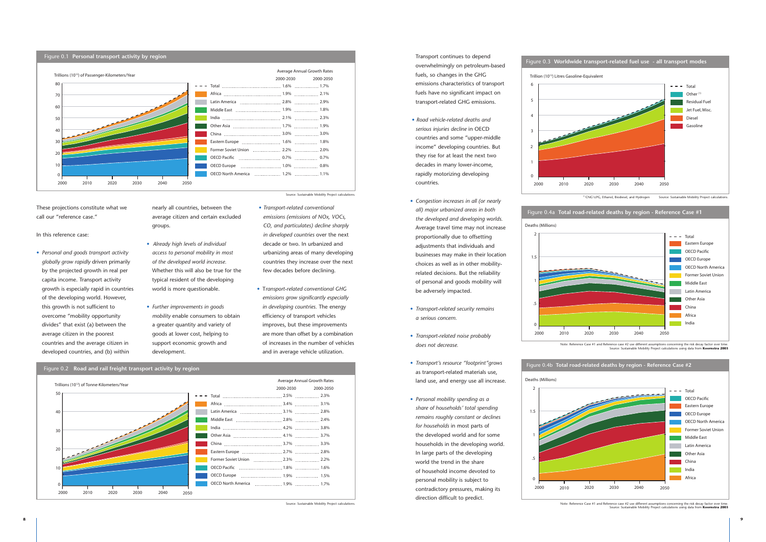## Figure 0.1 Personal transport activity by region

Trillions ($10^{12}$) of Passenger-Kilometers/Year

| Region | Average Annual Growth Rates 2000-2030 | 2000-2050 |
|---|---|---|
| Total | 1.6% | 1.7% |
| Africa | 1.9% | 2.1% |
| Latin America | 2.8% | 2.9% |
| Middle East | 1.9% | 1.8% |
| India | 2.1% | 2.3% |
| Other Asia | 1.7% | 1.9% |
| China | 3.0% | 3.0% |
| Eastern Europe | 1.6% | 1.8% |
| Former Soviet Union | 2.2% | 2.0% |
| OECD Pacific | 0.7% | 0.7% |
| OECD Europe | 1.0% | 0.8% |
| OECD North America | 1.2% | 1.1% |

Source: Sustainable Mobility Project calculations.

These projections constitute what we call our "reference case."

In this reference case:

- *Personal and goods transport activity globally grow rapidly* driven primarily by the projected growth in real per capita income. Transport activity growth is especially rapid in countries of the developing world. However, this growth is not sufficient to overcome "mobility opportunity divides" that exist (a) between the average citizen in the poorest countries and the average citizen in developed countries, and (b) within nearly all countries, between the average citizen and certain excluded groups.
- *Already high levels of individual access to personal mobility in most of the developed world increase.* Whether this will also be true for the typical resident of the developing world is more questionable.
- *Further improvements in goods mobility* enable consumers to obtain a greater quantity and variety of goods at lower cost, helping to support economic growth and development.
- *Transport-related conventional emissions (emissions of NOx, VOCs, CO, and particulates) decline sharply in developed countries* over the next decade or two. In urbanized and urbanizing areas of many developing countries they increase over the next few decades before declining.
- *Transport-related conventional GHG emissions grow significantly especially in developing countries.* The energy efficiency of transport vehicles improves, but these improvements are more than offset by a combination of increases in the number of vehicles and in average vehicle utilization.

## Figure 0.2 Road and rail freight transport activity by region

Trillions ($10^{12}$) of Tonne-Kilometers/Year

| Region | Average Annual Growth Rates 2000-2030 | 2000-2050 |
|---|---|---|
| Total | 2.5% | 2.3% |
| Africa | 3.4% | 3.1% |
| Latin America | 3.1% | 2.8% |
| Middle East | 2.8% | 2.4% |
| India | 4.2% | 3.8% |
| Other Asia | 4.1% | 3.7% |
| China | 3.7% | 3.3% |
| Eastern Europe | 2.7% | 2.8% |
| Former Soviet Union | 2.3% | 2.2% |
| OECD Pacific | 1.8% | 1.6% |
| OECD Europe | 1.9% | 1.5% |
| OECD North America | 1.9% | 1.7% |

Source: Sustainable Mobility Project calculations.

Transport continues to depend overwhelmingly on petroleum-based fuels, so changes in the GHG emissions characteristics of transport fuels have no significant impact on transport-related GHG emissions.

- *Road vehicle-related deaths and serious injuries decline* in OECD countries and some "upper-middle income" developing countries. But they rise for at least the next two decades in many lower-income, rapidly motorizing developing countries.
- *Congestion increases in all (or nearly all) major urbanized areas in both the developed and developing worlds.* Average travel time may not increase proportionally due to offsetting adjustments that individuals and businesses may make in their location choices as well as in other mobility-related decisions. But the reliability of personal and goods mobility will be adversely impacted.
- *Transport-related security remains a serious concern.*
- *Transport-related noise probably does not decrease.*
- *Transport's resource "footprint" grows* as transport-related materials use, land use, and energy use all increase.
- *Personal mobility spending as a share of households' total spending remains roughly constant or declines for households* in most parts of the developed world and for some households in the developing world. In large parts of the developing world the trend in the share of household income devoted to personal mobility is subject to contradictory pressures, making its direction difficult to predict.

## Figure 0.3 Worldwide transport-related fuel use - all transport modes

Trillion ($10^{12}$) Litres Gasoline-Equivalent

Legend: Total, Other [1], Residual Fuel, Jet Fuel, Misc., Diesel, Gasoline

[1] CNG\LPG, Ethanol, Biodiesel, and Hydrogen

Source: Sustainable Mobility Project calculations.

## Figure 0.4a Total road-related deaths by region - Reference Case #1

Deaths (Millions)

Legend: Total, Eastern Europe, OECD Pacific, OECD Europe, OECD North America, Former Soviet Union, Middle East, Latin America, Other Asia, China, Africa, India

Note: Reference Case #1 and Reference case #2 use different assumptions concerning the risk decay factor over time.
Source: Sustainable Mobility Project calculations using data from **Koornstra 2003**

## Figure 0.4b Total road-related deaths by region - Reference Case #2

Deaths (Millions)

Legend: Total, OECD Pacific, Eastern Europe, OECD Europe, OECD North America, Former Soviet Union, Middle East, Latin America, Other Asia, China, India, Africa

Note: Reference Case #1 and Reference case #2 use different assumptions concerning the risk decay factor over time.
Source: Sustainable Mobility Project calculations using data from **Koornstra 2003**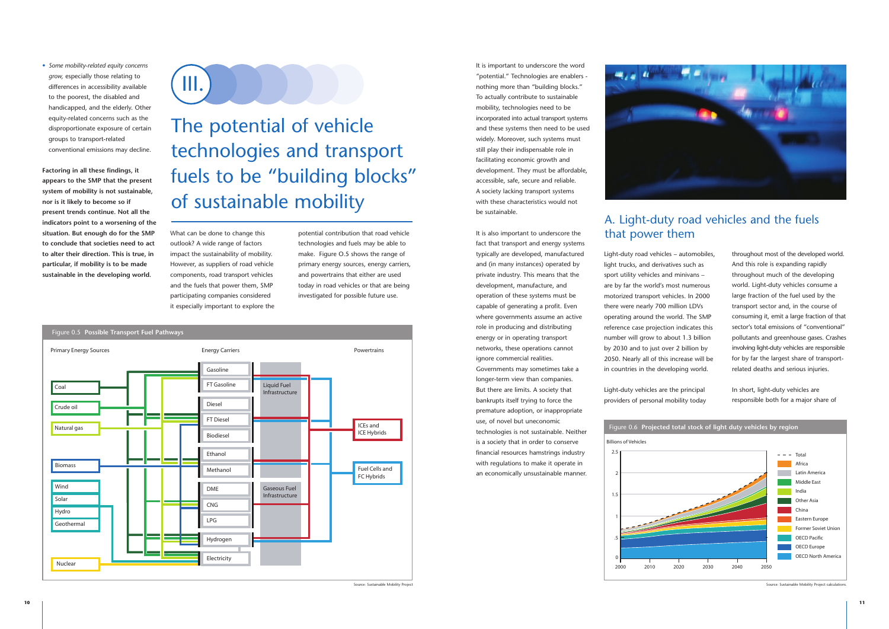- *Some mobility-related equity concerns grow,* especially those relating to differences in accessibility available to the poorest, the disabled and handicapped, and the elderly. Other equity-related concerns such as the disproportionate exposure of certain groups to transport-related conventional emissions may decline.

**Factoring in all these findings, it appears to the SMP that the present system of mobility is not sustainable, nor is it likely to become so if present trends continue. Not all the indicators point to a worsening of the situation. But enough do for the SMP to conclude that societies need to act to alter their direction. This is true, in particular, if mobility is to be made sustainable in the developing world.**

# III. The potential of vehicle technologies and transport fuels to be "building blocks" of sustainable mobility

What can be done to change this outlook? A wide range of factors impact the sustainability of mobility. However, as suppliers of road vehicle components, road transport vehicles and the fuels that power them, SMP participating companies considered it especially important to explore the potential contribution that road vehicle technologies and fuels may be able to make. Figure O.5 shows the range of primary energy sources, energy carriers, and powertrains that either are used today in road vehicles or that are being investigated for possible future use.

Figure 0.5 **Possible Transport Fuel Pathways**

Primary Energy Sources: Coal, Crude oil, Natural gas, Biomass, Wind, Solar, Hydro, Geothermal, Nuclear

Energy Carriers: Gasoline, FT Gasoline, Diesel, FT Diesel, Biodiesel, Ethanol, Methanol, DME, CNG, LPG, Hydrogen, Electricity

Liquid Fuel Infrastructure; Gaseous Fuel Infrastructure

Powertrains: ICEs and ICE Hybrids; Fuel Cells and FC Hybrids

Source: Sustainable Mobility Project

It is important to underscore the word "potential." Technologies are enablers - nothing more than "building blocks." To actually contribute to sustainable mobility, technologies need to be incorporated into actual transport systems and these systems then need to be used widely. Moreover, such systems must still play their indispensable role in facilitating economic growth and development. They must be affordable, accessible, safe, secure and reliable. A society lacking transport systems with these characteristics would not be sustainable.

It is also important to underscore the fact that transport and energy systems typically are developed, manufactured and (in many instances) operated by private industry. This means that the development, manufacture, and operation of these systems must be capable of generating a profit. Even where governments assume an active role in producing and distributing energy or in operating transport networks, these operations cannot ignore commercial realities. Governments may sometimes take a longer-term view than companies. But there are limits. A society that bankrupts itself trying to force the premature adoption, or inappropriate use, of novel but uneconomic technologies is not sustainable. Neither is a society that in order to conserve financial resources hamstrings industry with regulations to make it operate in an economically unsustainable manner.

## A. Light-duty road vehicles and the fuels that power them

Light-duty road vehicles – automobiles, light trucks, and derivatives such as sport utility vehicles and minivans – are by far the world's most numerous motorized transport vehicles. In 2000 there were nearly 700 million LDVs operating around the world. The SMP reference case projection indicates this number will grow to about 1.3 billion by 2030 and to just over 2 billion by 2050. Nearly all of this increase will be in countries in the developing world.

Light-duty vehicles are the principal providers of personal mobility today throughout most of the developed world. And this role is expanding rapidly throughout much of the developing world. Light-duty vehicles consume a large fraction of the fuel used by the transport sector and, in the course of consuming it, emit a large fraction of that sector's total emissions of "conventional" pollutants and greenhouse gases. Crashes involving light-duty vehicles are responsible for by far the largest share of transport-related deaths and serious injuries.

In short, light-duty vehicles are responsible both for a major share of

Figure 0.6 **Projected total stock of light duty vehicles by region**

Billions of Vehicles (0 to 2.5), 2000–2050. Legend: Total, Africa, Latin America, Middle East, India, Other Asia, China, Eastern Europe, Former Soviet Union, OECD Pacific, OECD Europe, OECD North America

Source: Sustainable Mobility Project calculations.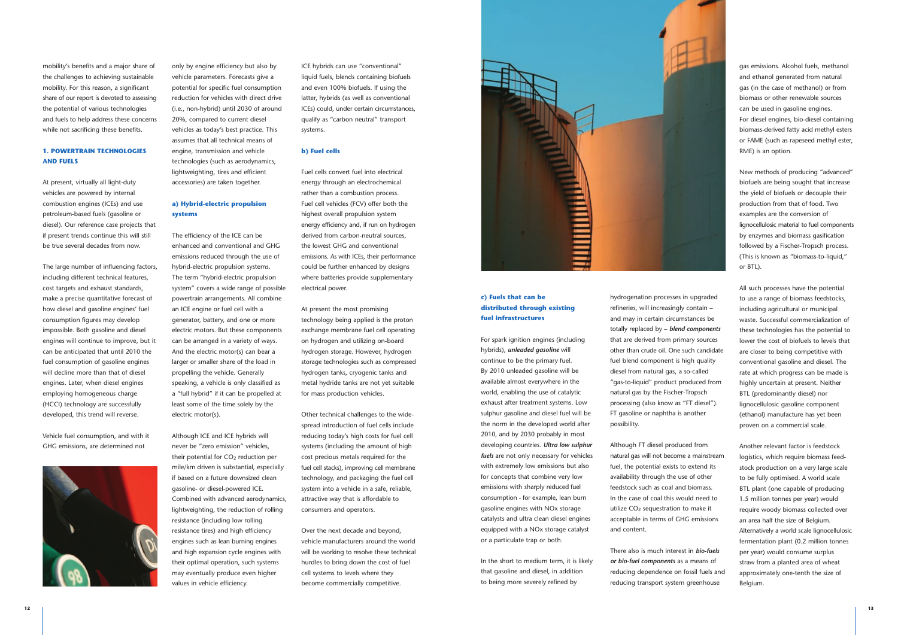mobility's benefits and a major share of the challenges to achieving sustainable mobility. For this reason, a significant share of our report is devoted to assessing the potential of various technologies and fuels to help address these concerns while not sacrificing these benefits.

## 1. POWERTRAIN TECHNOLOGIES AND FUELS

At present, virtually all light-duty vehicles are powered by internal combustion engines (ICEs) and use petroleum-based fuels (gasoline or diesel). Our reference case projects that if present trends continue this will still be true several decades from now.

The large number of influencing factors, including different technical features, cost targets and exhaust standards, make a precise quantitative forecast of how diesel and gasoline engines' fuel consumption figures may develop impossible. Both gasoline and diesel engines will continue to improve, but it can be anticipated that until 2010 the fuel consumption of gasoline engines will decline more than that of diesel engines. Later, when diesel engines employing homogeneous charge (HCCI) technology are successfully developed, this trend will reverse.

Vehicle fuel consumption, and with it GHG emissions, are determined not only by engine efficiency but also by vehicle parameters. Forecasts give a potential for specific fuel consumption reduction for vehicles with direct drive (i.e., non-hybrid) until 2030 of around 20%, compared to current diesel vehicles as today's best practice. This assumes that all technical means of engine, transmission and vehicle technologies (such as aerodynamics, lightweighting, tires and efficient accessories) are taken together.

### a) Hybrid-electric propulsion systems

The efficiency of the ICE can be enhanced and conventional and GHG emissions reduced through the use of hybrid-electric propulsion systems. The term "hybrid-electric propulsion system" covers a wide range of possible powertrain arrangements. All combine an ICE engine or fuel cell with a generator, battery, and one or more electric motors. But these components can be arranged in a variety of ways. And the electric motor(s) can bear a larger or smaller share of the load in propelling the vehicle. Generally speaking, a vehicle is only classified as a "full hybrid" if it can be propelled at least some of the time solely by the electric motor(s).

Although ICE and ICE hybrids will never be "zero emission" vehicles, their potential for $CO_2$ reduction per mile/km driven is substantial, especially if based on a future downsized clean gasoline- or diesel-powered ICE. Combined with advanced aerodynamics, lightweighting, the reduction of rolling resistance (including low rolling resistance tires) and high efficiency engines such as lean burning engines and high expansion cycle engines with their optimal operation, such systems may eventually produce even higher values in vehicle efficiency.

ICE hybrids can use "conventional" liquid fuels, blends containing biofuels and even 100% biofuels. If using the latter, hybrids (as well as conventional ICEs) could, under certain circumstances, qualify as "carbon neutral" transport systems.

### b) Fuel cells

Fuel cells convert fuel into electrical energy through an electrochemical rather than a combustion process. Fuel cell vehicles (FCV) offer both the highest overall propulsion system energy efficiency and, if run on hydrogen derived from carbon-neutral sources, the lowest GHG and conventional emissions. As with ICEs, their performance could be further enhanced by designs where batteries provide supplementary electrical power.

At present the most promising technology being applied is the proton exchange membrane fuel cell operating on hydrogen and utilizing on-board hydrogen storage. However, hydrogen storage technologies such as compressed hydrogen tanks, cryogenic tanks and metal hydride tanks are not yet suitable for mass production vehicles.

Other technical challenges to the widespread introduction of fuel cells include reducing today's high costs for fuel cell systems (including the amount of high cost precious metals required for the fuel cell stacks), improving cell membrane technology, and packaging the fuel cell system into a vehicle in a safe, reliable, attractive way that is affordable to consumers and operators.

Over the next decade and beyond, vehicle manufacturers around the world will be working to resolve these technical hurdles to bring down the cost of fuel cell systems to levels where they become commercially competitive.

### c) Fuels that can be distributed through existing fuel infrastructures

For spark ignition engines (including hybrids), ***unleaded gasoline*** will continue to be the primary fuel. By 2010 unleaded gasoline will be available almost everywhere in the world, enabling the use of catalytic exhaust after treatment systems. Low sulphur gasoline and diesel fuel will be the norm in the developed world after 2010, and by 2030 probably in most developing countries. ***Ultra low sulphur fuels*** are not only necessary for vehicles with extremely low emissions but also for concepts that combine very low emissions with sharply reduced fuel consumption - for example, lean burn gasoline engines with NOx storage catalysts and ultra clean diesel engines equipped with a NOx storage catalyst or a particulate trap or both.

In the short to medium term, it is likely that gasoline and diesel, in addition to being more severely refined by hydrogenation processes in upgraded refineries, will increasingly contain – and may in certain circumstances be totally replaced by – ***blend components*** that are derived from primary sources other than crude oil. One such candidate fuel blend component is high quality diesel from natural gas, a so-called "gas-to-liquid" product produced from natural gas by the Fischer-Tropsch processing (also know as "FT diesel"). FT gasoline or naphtha is another possibility.

Although FT diesel produced from natural gas will not become a mainstream fuel, the potential exists to extend its availability through the use of other feedstock such as coal and biomass. In the case of coal this would need to utilize $CO_2$ sequestration to make it acceptable in terms of GHG emissions and content.

There also is much interest in ***bio-fuels or bio-fuel components*** as a means of reducing dependence on fossil fuels and reducing transport system greenhouse gas emissions. Alcohol fuels, methanol and ethanol generated from natural gas (in the case of methanol) or from biomass or other renewable sources can be used in gasoline engines. For diesel engines, bio-diesel containing biomass-derived fatty acid methyl esters or FAME (such as rapeseed methyl ester, RME) is an option.

New methods of producing "advanced" biofuels are being sought that increase the yield of biofuels or decouple their production from that of food. Two examples are the conversion of lignocellulosic material to fuel components by enzymes and biomass gasification followed by a Fischer-Tropsch process. (This is known as "biomass-to-liquid," or BTL).

All such processes have the potential to use a range of biomass feedstocks, including agricultural or municipal waste. Successful commercialization of these technologies has the potential to lower the cost of biofuels to levels that are closer to being competitive with conventional gasoline and diesel. The rate at which progress can be made is highly uncertain at present. Neither BTL (predominantly diesel) nor lignocellulosic gasoline component (ethanol) manufacture has yet been proven on a commercial scale.

Another relevant factor is feedstock logistics, which require biomass feedstock production on a very large scale to be fully optimised. A world scale BTL plant (one capable of producing 1.5 million tonnes per year) would require woody biomass collected over an area half the size of Belgium. Alternatively a world scale lignocellulosic fermentation plant (0.2 million tonnes per year) would consume surplus straw from a planted area of wheat approximately one-tenth the size of Belgium.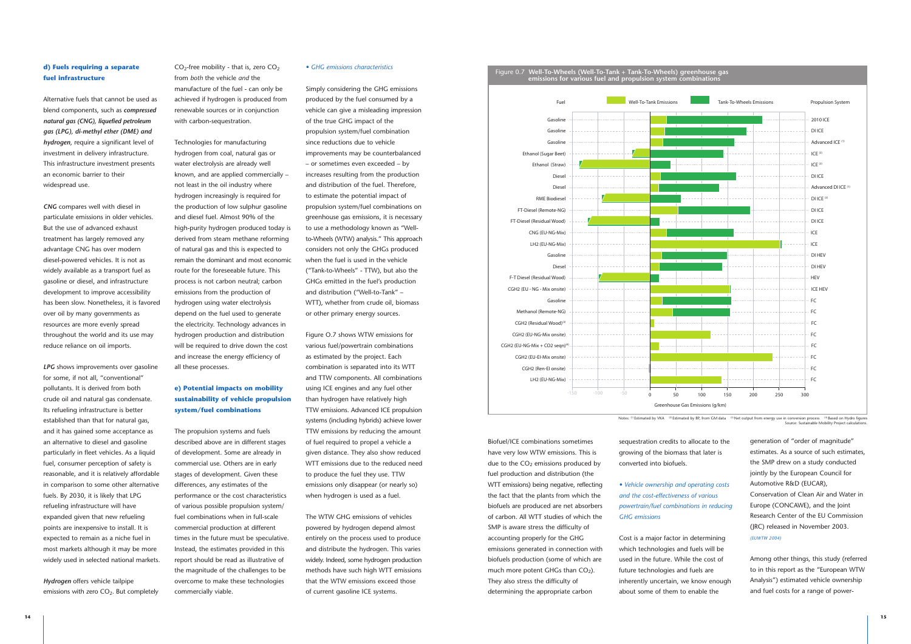### d) Fuels requiring a separate fuel infrastructure

Alternative fuels that cannot be used as blend components, such as ***compressed natural gas (CNG), liquefied petroleum gas (LPG), di-methyl ether (DME) and hydrogen***, require a significant level of investment in delivery infrastructure. This infrastructure investment presents an economic barrier to their widespread use.

***CNG*** compares well with diesel in particulate emissions in older vehicles. But the use of advanced exhaust treatment has largely removed any advantage CNG has over modern diesel-powered vehicles. It is not as widely available as a transport fuel as gasoline or diesel, and infrastructure development to improve accessibility has been slow. Nonetheless, it is favored over oil by many governments as resources are more evenly spread throughout the world and its use may reduce reliance on oil imports.

***LPG*** shows improvements over gasoline for some, if not all, "conventional" pollutants. It is derived from both crude oil and natural gas condensate. Its refueling infrastructure is better established than that for natural gas, and it has gained some acceptance as an alternative to diesel and gasoline particularly in fleet vehicles. As a liquid fuel, consumer perception of safety is reasonable, and it is relatively affordable in comparison to some other alternative fuels. By 2030, it is likely that LPG refueling infrastructure will have expanded given that new refueling points are inexpensive to install. It is expected to remain as a niche fuel in most markets although it may be more widely used in selected national markets.

***Hydrogen*** offers vehicle tailpipe emissions with zero $CO_2$. But completely $CO_2$-free mobility - that is, zero $CO_2$ from *both* the vehicle *and* the manufacture of the fuel - can only be achieved if hydrogen is produced from renewable sources or in conjunction with carbon-sequestration.

Technologies for manufacturing hydrogen from coal, natural gas or water electrolysis are already well known, and are applied commercially – not least in the oil industry where hydrogen increasingly is required for the production of low sulphur gasoline and diesel fuel. Almost 90% of the high-purity hydrogen produced today is derived from steam methane reforming of natural gas and this is expected to remain the dominant and most economic route for the foreseeable future. This process is not carbon neutral; carbon emissions from the production of hydrogen using water electrolysis depend on the fuel used to generate the electricity. Technology advances in hydrogen production and distribution will be required to drive down the cost and increase the energy efficiency of all these processes.

### e) Potential impacts on mobility sustainability of vehicle propulsion system/fuel combinations

The propulsion systems and fuels described above are in different stages of development. Some are already in commercial use. Others are in early stages of development. Given these differences, any estimates of the performance or the cost characteristics of various possible propulsion system/fuel combinations when in full-scale commercial production at different times in the future must be speculative. Instead, the estimates provided in this report should be read as illustrative of the magnitude of the challenges to be overcome to make these technologies commercially viable.

*• GHG emissions characteristics*

Simply considering the GHG emissions produced by the fuel consumed by a vehicle can give a misleading impression of the true GHG impact of the propulsion system/fuel combination since reductions due to vehicle improvements may be counterbalanced – or sometimes even exceeded – by increases resulting from the production and distribution of the fuel. Therefore, to estimate the potential impact of propulsion system/fuel combinations on greenhouse gas emissions, it is necessary to use a methodology known as "Well-to-Wheels (WTW) analysis." This approach considers not only the GHGs produced when the fuel is used in the vehicle ("Tank-to-Wheels" - TTW), but also the GHGs emitted in the fuel's production and distribution ("Well-to-Tank" – WTT), whether from crude oil, biomass or other primary energy sources.

Figure O.7 shows WTW emissions for various fuel/powertrain combinations as estimated by the project. Each combination is separated into its WTT and TTW components. All combinations using ICE engines and any fuel other than hydrogen have relatively high TTW emissions. Advanced ICE propulsion systems (including hybrids) achieve lower TTW emissions by reducing the amount of fuel required to propel a vehicle a given distance. They also show reduced WTT emissions due to the reduced need to produce the fuel they use. TTW emissions only disappear (or nearly so) when hydrogen is used as a fuel.

The WTW GHG emissions of vehicles powered by hydrogen depend almost entirely on the process used to produce and distribute the hydrogen. This varies widely. Indeed, some hydrogen production methods have such high WTT emissions that the WTW emissions exceed those of current gasoline ICE systems.

**Figure 0.7 Well-To-Wheels (Well-To-Tank + Tank-To-Wheels) greenhouse gas emissions for various fuel and propulsion system combinations**

| Fuel | Propulsion System |
|---|---|
| Gasoline | 2010 ICE |
| Gasoline | DI ICE |
| Gasoline | Advanced ICE [1] |
| Ethanol (Sugar Beet) | ICE [2] |
| Ethanol (Straw) | ICE [2] |
| Diesel | DI ICE |
| Diesel | Advanced DI ICE [1] |
| RME Biodiesel | DI ICE [2] |
| FT-Diesel (Remote-NG) | DI ICE |
| FT-Diesel (Residual Wood) | DI ICE |
| CNG (EU-NG-Mix) | ICE |
| LH2 (EU-NG-Mix) | ICE |
| Gasoline | DI HEV |
| Diesel | DI HEV |
| F-T Diesel (Residual Wood) | HEV |
| CGH2 (EU - NG - Mix onsite) | ICE HEV |
| Gasoline | FC |
| Methanol (Remote-NG) | FC |
| CGH2 (Residual Wood)[3] | FC |
| CGH2 (EU-NG-Mix onsite) | FC |
| CGH2 (EU-NG-Mix + CO2 seqn)[4] | FC |
| CGH2 (EU-El-Mix onsite) | FC |
| CGH2 (Ren-El onsite) | FC |
| LH2 (EU-NG-Mix) | FC |

Legend: Well-To-Tank Emissions; Tank-To-Wheels Emissions. X-axis: Greenhouse Gas Emissions (g/km), -150 to 300.

Notes: [1] Estimated by VKA [2] Estimated by BP, from GM data [3] Net output from energy use in conversion process [4] Based on Hydro figures
Source: Sustainable Mobility Project calculations.

Biofuel/ICE combinations sometimes have very low WTW emissions. This is due to the $CO_2$ emissions produced by fuel production and distribution (the WTT emissions) being negative, reflecting the fact that the plants from which the biofuels are produced are net absorbers of carbon. All WTT studies of which the SMP is aware stress the difficulty of accounting properly for the GHG emissions generated in connection with biofuels production (some of which are much more potent GHGs than $CO_2$). They also stress the difficulty of determining the appropriate carbon sequestration credits to allocate to the growing of the biomass that later is converted into biofuels.

*• Vehicle ownership and operating costs and the cost-effectiveness of various powertrain/fuel combinations in reducing GHG emissions*

Cost is a major factor in determining which technologies and fuels will be used in the future. While the cost of future technologies and fuels are inherently uncertain, we know enough about some of them to enable the generation of "order of magnitude" estimates. As a source of such estimates, the SMP drew on a study conducted jointly by the European Council for Automotive R&D (EUCAR), Conservation of Clean Air and Water in Europe (CONCAWE), and the Joint Research Center of the EU Commission (JRC) released in November 2003. *(EUWTW 2004)*

Among other things, this study (referred to in this report as the "European WTW Analysis") estimated vehicle ownership and fuel costs for a range of power-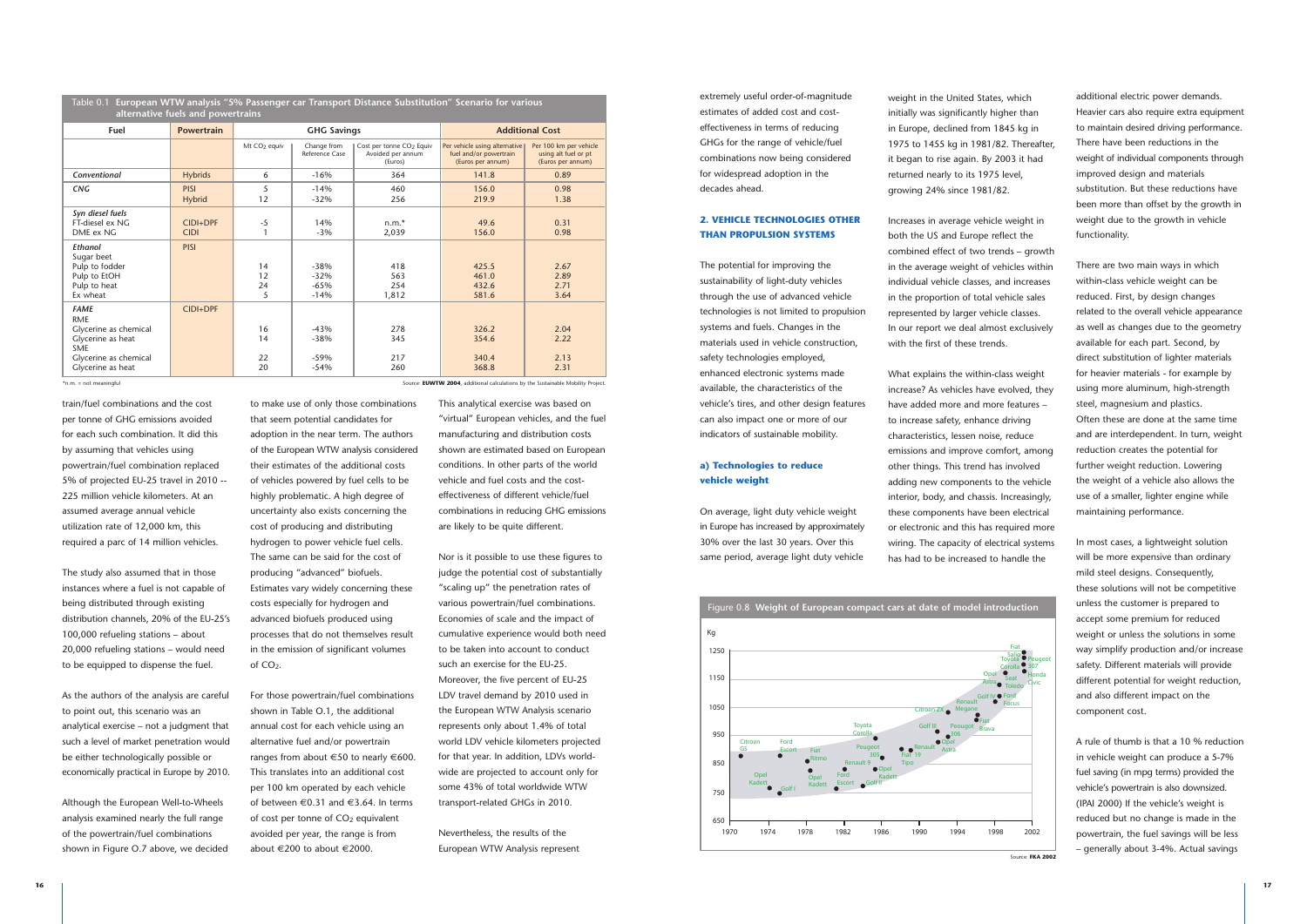Table 0.1 **European WTW analysis "5% Passenger car Transport Distance Substitution" Scenario for various alternative fuels and powertrains**

| Fuel | Powertrain | GHG Savings | | | Additional Cost | |
|---|---|---|---|---|---|---|
| | | Mt $CO_2$ equiv | Change from Reference Case | Cost per tonne $CO_2$ Equiv Avoided per annum (Euros) | Per vehicle using alternative fuel and/or powertrain (Euros per annum) | Per 100 km per vehicle using alt fuel or pt (Euros per annum) |
| *Conventional* | Hybrids | 6 | -16% | 364 | 141.8 | 0.89 |
| *CNG* | PISI | 5 | -14% | 460 | 156.0 | 0.98 |
| | Hybrid | 12 | -32% | 256 | 219.9 | 1.38 |
| *Syn diesel fuels* | | | | | | |
| FT-diesel ex NG | CIDI+DPF | -5 | 14% | n.m.* | 49.6 | 0.31 |
| DME ex NG | CIDI | 1 | -3% | 2,039 | 156.0 | 0.98 |
| *Ethanol* | PISI | | | | | |
| Sugar beet | | | | | | |
| Pulp to fodder | | 14 | -38% | 418 | 425.5 | 2.67 |
| Pulp to EtOH | | 12 | -32% | 563 | 461.0 | 2.89 |
| Pulp to heat | | 24 | -65% | 254 | 432.6 | 2.71 |
| Ex wheat | | 5 | -14% | 1,812 | 581.6 | 3.64 |
| *FAME* | CIDI+DPF | | | | | |
| RME | | | | | | |
| Glycerine as chemical | | 16 | -43% | 278 | 326.2 | 2.04 |
| Glycerine as heat | | 14 | -38% | 345 | 354.6 | 2.22 |
| SME | | | | | | |
| Glycerine as chemical | | 22 | -59% | 217 | 340.4 | 2.13 |
| Glycerine as heat | | 20 | -54% | 260 | 368.8 | 2.31 |

*n.m. = not meaningful

Source: **EUWTW 2004**, additional calculations by the Sustainable Mobility Project.

train/fuel combinations and the cost per tonne of GHG emissions avoided for each such combination. It did this by assuming that vehicles using powertrain/fuel combination replaced 5% of projected EU-25 travel in 2010 -- 225 million vehicle kilometers. At an assumed average annual vehicle utilization rate of 12,000 km, this required a parc of 14 million vehicles.

The study also assumed that in those instances where a fuel is not capable of being distributed through existing distribution channels, 20% of the EU-25's 100,000 refueling stations – about 20,000 refueling stations – would need to be equipped to dispense the fuel.

As the authors of the analysis are careful to point out, this scenario was an analytical exercise – not a judgment that such a level of market penetration would be either technologically possible or economically practical in Europe by 2010.

Although the European Well-to-Wheels analysis examined nearly the full range of the powertrain/fuel combinations shown in Figure O.7 above, we decided to make use of only those combinations that seem potential candidates for adoption in the near term. The authors of the European WTW analysis considered their estimates of the additional costs of vehicles powered by fuel cells to be highly problematic. A high degree of uncertainty also exists concerning the cost of producing and distributing hydrogen to power vehicle fuel cells. The same can be said for the cost of producing "advanced" biofuels. Estimates vary widely concerning these costs especially for hydrogen and advanced biofuels produced using processes that do not themselves result in the emission of significant volumes of $CO_2$.

For those powertrain/fuel combinations shown in Table O.1, the additional annual cost for each vehicle using an alternative fuel and/or powertrain ranges from about €50 to nearly €600. This translates into an additional cost per 100 km operated by each vehicle of between €0.31 and €3.64. In terms of cost per tonne of $CO_2$ equivalent avoided per year, the range is from about €200 to about €2000.

This analytical exercise was based on "virtual" European vehicles, and the fuel manufacturing and distribution costs shown are estimated based on European conditions. In other parts of the world vehicle and fuel costs and the cost-effectiveness of different vehicle/fuel combinations in reducing GHG emissions are likely to be quite different.

Nor is it possible to use these figures to judge the potential cost of substantially "scaling up" the penetration rates of various powertrain/fuel combinations. Economies of scale and the impact of cumulative experience would both need to be taken into account to conduct such an exercise for the EU-25. Moreover, the five percent of EU-25 LDV travel demand by 2010 used in the European WTW Analysis scenario represents only about 1.4% of total world LDV vehicle kilometers projected for that year. In addition, LDVs worldwide are projected to account only for some 43% of total worldwide WTW transport-related GHGs in 2010.

Nevertheless, the results of the European WTW Analysis represent extremely useful order-of-magnitude estimates of added cost and cost-effectiveness in terms of reducing GHGs for the range of vehicle/fuel combinations now being considered for widespread adoption in the decades ahead.

## 2. VEHICLE TECHNOLOGIES OTHER THAN PROPULSION SYSTEMS

The potential for improving the sustainability of light-duty vehicles through the use of advanced vehicle technologies is not limited to propulsion systems and fuels. Changes in the materials used in vehicle construction, safety technologies employed, enhanced electronic systems made available, the characteristics of the vehicle's tires, and other design features can also impact one or more of our indicators of sustainable mobility.

### a) Technologies to reduce vehicle weight

On average, light duty vehicle weight in Europe has increased by approximately 30% over the last 30 years. Over this same period, average light duty vehicle weight in the United States, which initially was significantly higher than in Europe, declined from 1845 kg in 1975 to 1455 kg in 1981/82. Thereafter, it began to rise again. By 2003 it had returned nearly to its 1975 level, growing 24% since 1981/82.

Increases in average vehicle weight in both the US and Europe reflect the combined effect of two trends – growth in the average weight of vehicles within individual vehicle classes, and increases in the proportion of total vehicle sales represented by larger vehicle classes. In our report we deal almost exclusively with the first of these trends.

What explains the within-class weight increase? As vehicles have evolved, they have added more and more features – to increase safety, enhance driving characteristics, lessen noise, reduce emissions and improve comfort, among other things. This trend has involved adding new components to the vehicle interior, body, and chassis. Increasingly, these components have been electrical or electronic and this has required more wiring. The capacity of electrical systems has had to be increased to handle the additional electric power demands. Heavier cars also require extra equipment to maintain desired driving performance. There have been reductions in the weight of individual components through improved design and materials substitution. But these reductions have been more than offset by the growth in weight due to the growth in vehicle functionality.

There are two main ways in which within-class vehicle weight can be reduced. First, by design changes related to the overall vehicle appearance as well as changes due to the geometry available for each part. Second, by direct substitution of lighter materials for heavier materials - for example by using more aluminum, high-strength steel, magnesium and plastics. Often these are done at the same time and are interdependent. In turn, weight reduction creates the potential for further weight reduction. Lowering the weight of a vehicle also allows the use of a smaller, lighter engine while maintaining performance.

In most cases, a lightweight solution will be more expensive than ordinary mild steel designs. Consequently, these solutions will not be competitive unless the customer is prepared to accept some premium for reduced weight or unless the solutions in some way simplify production and/or increase safety. Different materials will provide different potential for weight reduction, and also different impact on the component cost.

A rule of thumb is that a 10 % reduction in vehicle weight can produce a 5-7% fuel saving (in mpg terms) provided the vehicle's powertrain is also downsized. (IPAI 2000) If the vehicle's weight is reduced but no change is made in the powertrain, the fuel savings will be less – generally about 3-4%. Actual savings

Figure 0.8 **Weight of European compact cars at date of model introduction**

Source: **FKA 2002**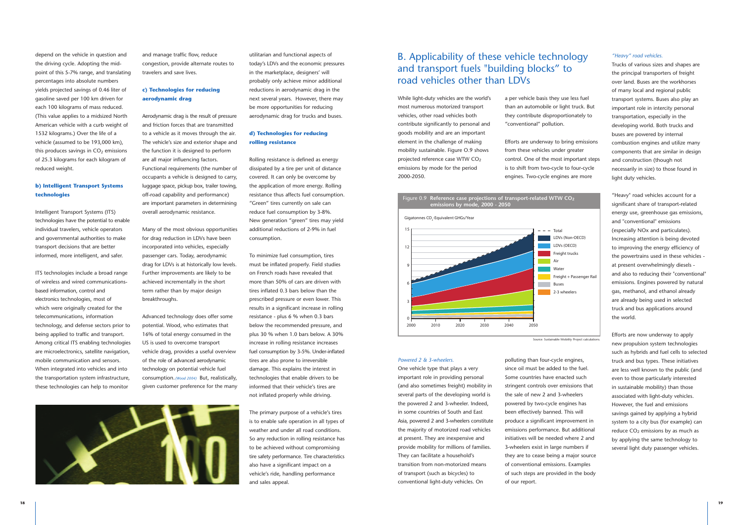depend on the vehicle in question and the driving cycle. Adopting the mid-point of this 5-7% range, and translating percentages into absolute numbers yields projected savings of 0.46 liter of gasoline saved per 100 km driven for each 100 kilograms of mass reduced. (This value applies to a midsized North American vehicle with a curb weight of 1532 kilograms.) Over the life of a vehicle (assumed to be 193,000 km), this produces savings in $CO_2$ emissions of 25.3 kilograms for each kilogram of reduced weight.

### b) Intelligent Transport Systems technologies

Intelligent Transport Systems (ITS) technologies have the potential to enable individual travelers, vehicle operators and governmental authorities to make transport decisions that are better informed, more intelligent, and safer.

ITS technologies include a broad range of wireless and wired communications-based information, control and electronics technologies, most of which were originally created for the telecommunications, information technology, and defense sectors prior to being applied to traffic and transport. Among critical ITS enabling technologies are microelectronics, satellite navigation, mobile communication and sensors. When integrated into vehicles and into the transportation system infrastructure, these technologies can help to monitor and manage traffic flow, reduce congestion, provide alternate routes to travelers and save lives.

### c) Technologies for reducing aerodynamic drag

Aerodynamic drag is the result of pressure and friction forces that are transmitted to a vehicle as it moves through the air. The vehicle's size and exterior shape and the function it is designed to perform are all major influencing factors. Functional requirements (the number of occupants a vehicle is designed to carry, luggage space, pickup box, trailer towing, off-road capability and performance) are important parameters in determining overall aerodynamic resistance.

Many of the most obvious opportunities for drag reduction in LDVs have been incorporated into vehicles, especially passenger cars. Today, aerodynamic drag for LDVs is at historically low levels. Further improvements are likely to be achieved incrementally in the short term rather than by major design breakthroughs.

Advanced technology does offer some potential. Wood, who estimates that 16% of total energy consumed in the US is used to overcome transport vehicle drag, provides a useful overview of the role of advanced aerodynamic technology on potential vehicle fuel consumption. *(Wood 2004)* But, realistically, given customer preference for the many utilitarian and functional aspects of today's LDVs and the economic pressures in the marketplace, designers' will probably only achieve minor additional reductions in aerodynamic drag in the next several years. However, there may be more opportunities for reducing aerodynamic drag for trucks and buses.

### d) Technologies for reducing rolling resistance

Rolling resistance is defined as energy dissipated by a tire per unit of distance covered. It can only be overcome by the application of more energy. Rolling resistance thus affects fuel consumption. "Green" tires currently on sale can reduce fuel consumption by 3-8%. New generation "green" tires may yield additional reductions of 2-9% in fuel consumption.

To minimize fuel consumption, tires must be inflated properly. Field studies on French roads have revealed that more than 50% of cars are driven with tires inflated 0.3 bars below than the prescribed pressure or even lower. This results in a significant increase in rolling resistance - plus 6 % when 0.3 bars below the recommended pressure, and plus 30 % when 1.0 bars below. A 30% increase in rolling resistance increases fuel consumption by 3-5%. Under-inflated tires are also prone to irreversible damage. This explains the interest in technologies that enable drivers to be informed that their vehicle's tires are not inflated properly while driving.

The primary purpose of a vehicle's tires is to enable safe operation in all types of weather and under all road conditions. So any reduction in rolling resistance has to be achieved without compromising tire safety performance. Tire characteristics also have a significant impact on a vehicle's ride, handling performance and sales appeal.

## B. Applicability of these vehicle technology and transport fuels "building blocks" to road vehicles other than LDVs

While light-duty vehicles are the world's most numerous motorized transport vehicles, other road vehicles both contribute significantly to personal and goods mobility and are an important element in the challenge of making mobility sustainable. Figure O.9 shows projected reference case WTW $CO_2$ emissions by mode for the period 2000-2050.

**Figure 0.9 Reference case projections of transport-related WTW $CO_2$ emissions by mode, 2000 - 2050**

Gigatonnes $CO_2$-Equivalent GHGs/Year

Legend: Total; LDVs (Non-OECD); LDVs (OECD); Freight trucks; Air; Water; Freight + Passenger Rail; Buses; 2-3 wheelers

Source: Sustainable Mobility Project calculations.

#### *Powered 2 & 3-wheelers.*

One vehicle type that plays a very important role in providing personal (and also sometimes freight) mobility in several parts of the developing world is the powered 2 and 3-wheeler. Indeed, in some countries of South and East Asia, powered 2 and 3-wheelers constitute the majority of motorized road vehicles at present. They are inexpensive and provide mobility for millions of families. They can facilitate a household's transition from non-motorized means of transport (such as bicycles) to conventional light-duty vehicles. On a per vehicle basis they use less fuel than an automobile or light truck. But they contribute disproportionately to "conventional" pollution.

Efforts are underway to bring emissions from these vehicles under greater control. One of the most important steps is to shift from two-cycle to four-cycle engines. Two-cycle engines are more polluting than four-cycle engines, since oil must be added to the fuel. Some countries have enacted such stringent controls over emissions that the sale of new 2 and 3-wheelers powered by two-cycle engines has been effectively banned. This will produce a significant improvement in emissions performance. But additional initiatives will be needed where 2 and 3-wheelers exist in large numbers if they are to cease being a major source of conventional emissions. Examples of such steps are provided in the body of our report.

#### *"Heavy" road vehicles.*

Trucks of various sizes and shapes are the principal transporters of freight over land. Buses are the workhorses of many local and regional public transport systems. Buses also play an important role in intercity personal transportation, especially in the developing world. Both trucks and buses are powered by internal combustion engines and utilize many components that are similar in design and construction (though not necessarily in size) to those found in light duty vehicles.

"Heavy" road vehicles account for a significant share of transport-related energy use, greenhouse gas emissions, and "conventional" emissions (especially NOx and particulates). Increasing attention is being devoted to improving the energy efficiency of the powertrains used in these vehicles - at present overwhelmingly diesels - and also to reducing their "conventional" emissions. Engines powered by natural gas, methanol, and ethanol already are already being used in selected truck and bus applications around the world.

Efforts are now underway to apply new propulsion system technologies such as hybrids and fuel cells to selected truck and bus types. These initiatives are less well known to the public (and even to those particularly interested in sustainable mobility) than those associated with light-duty vehicles. However, the fuel and emissions savings gained by applying a hybrid system to a city bus (for example) can reduce $CO_2$ emissions by as much as by applying the same technology to several light duty passenger vehicles.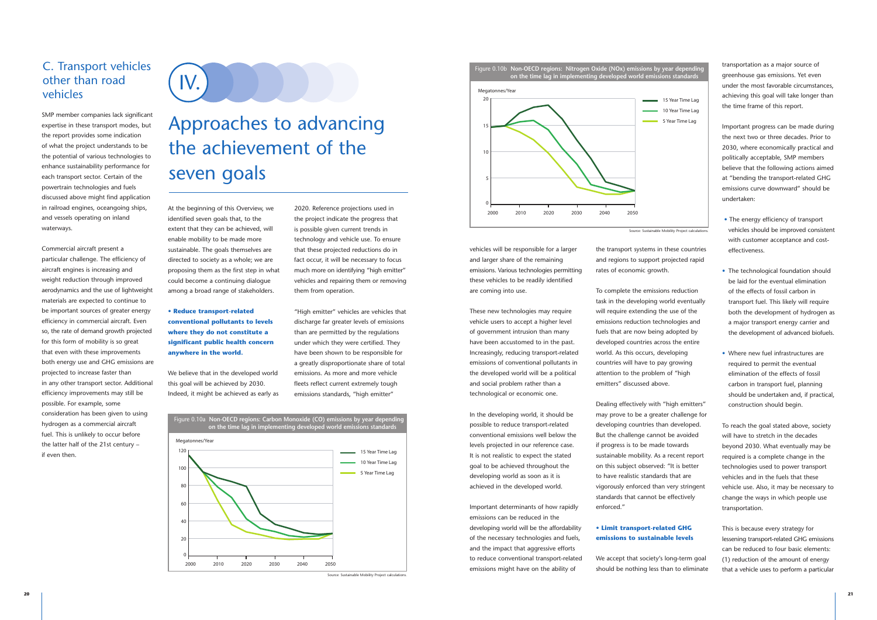## C. Transport vehicles other than road vehicles

SMP member companies lack significant expertise in these transport modes, but the report provides some indication of what the project understands to be the potential of various technologies to enhance sustainability performance for each transport sector. Certain of the powertrain technologies and fuels discussed above might find application in railroad engines, oceangoing ships, and vessels operating on inland waterways.

Commercial aircraft present a particular challenge. The efficiency of aircraft engines is increasing and weight reduction through improved aerodynamics and the use of lightweight materials are expected to continue to be important sources of greater energy efficiency in commercial aircraft. Even so, the rate of demand growth projected for this form of mobility is so great that even with these improvements both energy use and GHG emissions are projected to increase faster than in any other transport sector. Additional efficiency improvements may still be possible. For example, some consideration has been given to using hydrogen as a commercial aircraft fuel. This is unlikely to occur before the latter half of the 21st century – if even then.

# IV. Approaches to advancing the achievement of the seven goals

At the beginning of this Overview, we identified seven goals that, to the extent that they can be achieved, will enable mobility to be made more sustainable. The goals themselves are directed to society as a whole; we are proposing them as the first step in what could become a continuing dialogue among a broad range of stakeholders.

**• Reduce transport-related conventional pollutants to levels where they do not constitute a significant public health concern anywhere in the world.**

We believe that in the developed world this goal will be achieved by 2030. Indeed, it might be achieved as early as 2020. Reference projections used in the project indicate the progress that is possible given current trends in technology and vehicle use. To ensure that these projected reductions do in fact occur, it will be necessary to focus much more on identifying "high emitter" vehicles and repairing them or removing them from operation.

"High emitter" vehicles are vehicles that discharge far greater levels of emissions than are permitted by the regulations under which they were certified. They have been shown to be responsible for a greatly disproportionate share of total emissions. As more and more vehicle fleets reflect current extremely tough emissions standards, "high emitter" vehicles will be responsible for a larger and larger share of the remaining emissions. Various technologies permitting these vehicles to be readily identified are coming into use.

**Figure 0.10a Non-OECD regions: Carbon Monoxide (CO) emissions by year depending on the time lag in implementing developed world emissions standards**

Source: Sustainable Mobility Project calculations.

**Figure 0.10b Non-OECD regions: Nitrogen Oxide (NOx) emissions by year depending on the time lag in implementing developed world emissions standards**

Source: Sustainable Mobility Project calculations.

These new technologies may require vehicle users to accept a higher level of government intrusion than many have been accustomed to in the past. Increasingly, reducing transport-related emissions of conventional pollutants in the developed world will be a political and social problem rather than a technological or economic one.

In the developing world, it should be possible to reduce transport-related conventional emissions well below the levels projected in our reference case. It is not realistic to expect the stated goal to be achieved throughout the developing world as soon as it is achieved in the developed world.

Important determinants of how rapidly emissions can be reduced in the developing world will be the affordability of the necessary technologies and fuels, and the impact that aggressive efforts to reduce conventional transport-related emissions might have on the ability of the transport systems in these countries and regions to support projected rapid rates of economic growth.

To complete the emissions reduction task in the developing world eventually will require extending the use of the emissions reduction technologies and fuels that are now being adopted by developed countries across the entire world. As this occurs, developing countries will have to pay growing attention to the problem of "high emitters" discussed above.

Dealing effectively with "high emitters" may prove to be a greater challenge for developing countries than developed. But the challenge cannot be avoided if progress is to be made towards sustainable mobility. As a recent report on this subject observed: "It is better to have realistic standards that are vigorously enforced than very stringent standards that cannot be effectively enforced."

**• Limit transport-related GHG emissions to sustainable levels**

We accept that society's long-term goal should be nothing less than to eliminate transportation as a major source of greenhouse gas emissions. Yet even under the most favorable circumstances, achieving this goal will take longer than the time frame of this report.

Important progress can be made during the next two or three decades. Prior to 2030, where economically practical and politically acceptable, SMP members believe that the following actions aimed at "bending the transport-related GHG emissions curve downward" should be undertaken:

- The energy efficiency of transport vehicles should be improved consistent with customer acceptance and cost-effectiveness.
- The technological foundation should be laid for the eventual elimination of the effects of fossil carbon in transport fuel. This likely will require both the development of hydrogen as a major transport energy carrier and the development of advanced biofuels.
- Where new fuel infrastructures are required to permit the eventual elimination of the effects of fossil carbon in transport fuel, planning should be undertaken and, if practical, construction should begin.

To reach the goal stated above, society will have to stretch in the decades beyond 2030. What eventually may be required is a complete change in the technologies used to power transport vehicles and in the fuels that these vehicle use. Also, it may be necessary to change the ways in which people use transportation.

This is because every strategy for lessening transport-related GHG emissions can be reduced to four basic elements: (1) reduction of the amount of energy that a vehicle uses to perform a particular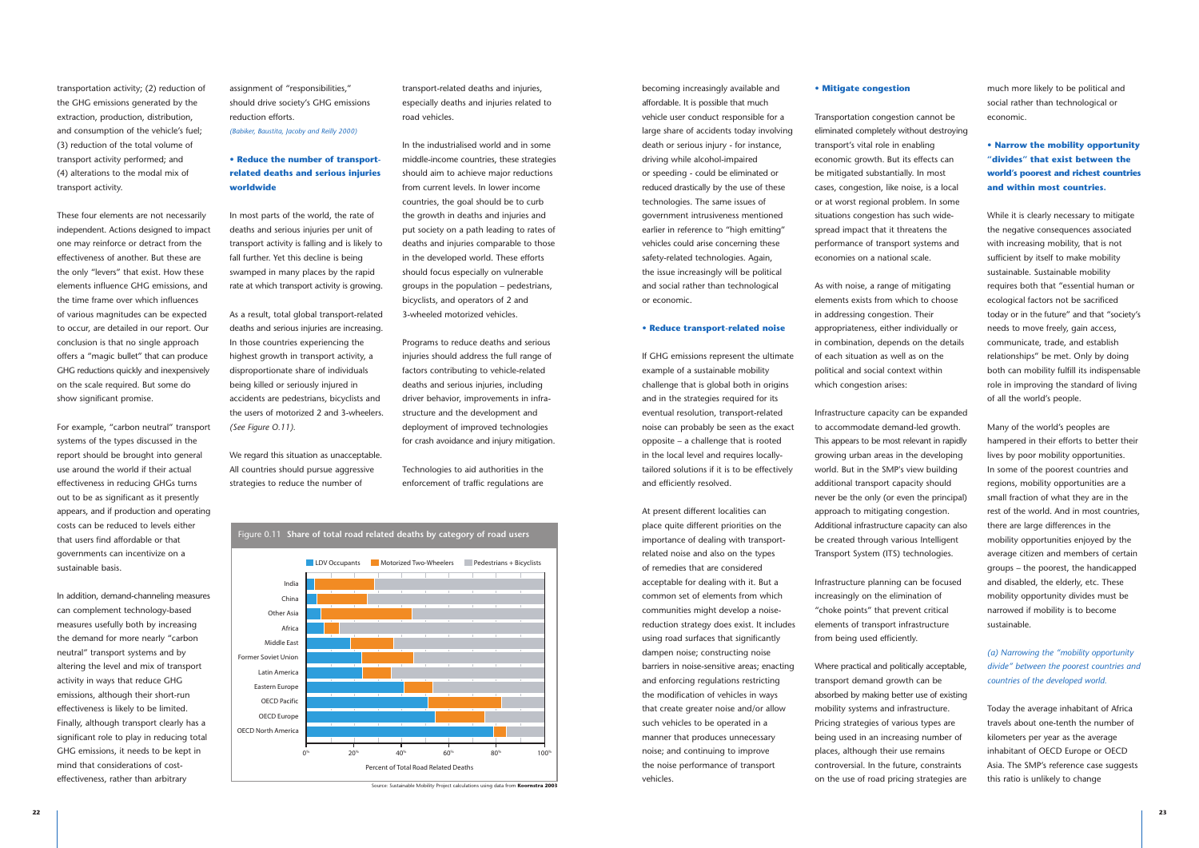transportation activity; (2) reduction of the GHG emissions generated by the extraction, production, distribution, and consumption of the vehicle's fuel; (3) reduction of the total volume of transport activity performed; and (4) alterations to the modal mix of transport activity.

These four elements are not necessarily independent. Actions designed to impact one may reinforce or detract from the effectiveness of another. But these are the only "levers" that exist. How these elements influence GHG emissions, and the time frame over which influences of various magnitudes can be expected to occur, are detailed in our report. Our conclusion is that no single approach offers a "magic bullet" that can produce GHG reductions quickly and inexpensively on the scale required. But some do show significant promise.

For example, "carbon neutral" transport systems of the types discussed in the report should be brought into general use around the world if their actual effectiveness in reducing GHGs turns out to be as significant as it presently appears, and if production and operating costs can be reduced to levels either that users find affordable or that governments can incentivize on a sustainable basis.

In addition, demand-channeling measures can complement technology-based measures usefully both by increasing the demand for more nearly "carbon neutral" transport systems and by altering the level and mix of transport activity in ways that reduce GHG emissions, although their short-run effectiveness is likely to be limited. Finally, although transport clearly has a significant role to play in reducing total GHG emissions, it needs to be kept in mind that considerations of cost-effectiveness, rather than arbitrary assignment of "responsibilities," should drive society's GHG emissions reduction efforts.
*(Babiker, Baustita, Jacoby and Reilly 2000)*

### • Reduce the number of transport-related deaths and serious injuries worldwide

In most parts of the world, the rate of deaths and serious injuries per unit of transport activity is falling and is likely to fall further. Yet this decline is being swamped in many places by the rapid rate at which transport activity is growing.

As a result, total global transport-related deaths and serious injuries are increasing. In those countries experiencing the highest growth in transport activity, a disproportionate share of individuals being killed or seriously injured in accidents are pedestrians, bicyclists and the users of motorized 2 and 3-wheelers. *(See Figure O.11).*

We regard this situation as unacceptable. All countries should pursue aggressive strategies to reduce the number of transport-related deaths and injuries, especially deaths and injuries related to road vehicles.

In the industrialised world and in some middle-income countries, these strategies should aim to achieve major reductions from current levels. In lower income countries, the goal should be to curb the growth in deaths and injuries and put society on a path leading to rates of deaths and injuries comparable to those in the developed world. These efforts should focus especially on vulnerable groups in the population – pedestrians, bicyclists, and operators of 2 and 3-wheeled motorized vehicles.

Programs to reduce deaths and serious injuries should address the full range of factors contributing to vehicle-related deaths and serious injuries, including driver behavior, improvements in infrastructure and the development and deployment of improved technologies for crash avoidance and injury mitigation.

Technologies to aid authorities in the enforcement of traffic regulations are becoming increasingly available and affordable. It is possible that much vehicle user conduct responsible for a large share of accidents today involving death or serious injury - for instance, driving while alcohol-impaired or speeding - could be eliminated or reduced drastically by the use of these technologies. The same issues of government intrusiveness mentioned earlier in reference to "high emitting" vehicles could arise concerning these safety-related technologies. Again, the issue increasingly will be political and social rather than technological or economic.

**Figure 0.11 Share of total road related deaths by category of road users**

Legend: LDV Occupants; Motorized Two-Wheelers; Pedestrians + Bicyclists

Categories: India, China, Other Asia, Africa, Middle East, Former Soviet Union, Latin America, Eastern Europe, OECD Pacific, OECD Europe, OECD North America

Percent of Total Road Related Deaths (0%–100%)

Source: Sustainable Mobility Project calculations using data from **Koornstra 2003**

### • Reduce transport-related noise

If GHG emissions represent the ultimate example of a sustainable mobility challenge that is global both in origins and in the strategies required for its eventual resolution, transport-related noise can probably be seen as the exact opposite – a challenge that is rooted in the local level and requires locally-tailored solutions if it is to be effectively and efficiently resolved.

At present different localities can place quite different priorities on the importance of dealing with transport-related noise and also on the types of remedies that are considered acceptable for dealing with it. But a common set of elements from which communities might develop a noise-reduction strategy does exist. It includes using road surfaces that significantly dampen noise; constructing noise barriers in noise-sensitive areas; enacting and enforcing regulations restricting the modification of vehicles in ways that create greater noise and/or allow such vehicles to be operated in a manner that produces unnecessary noise; and continuing to improve the noise performance of transport vehicles.

### • Mitigate congestion

Transportation congestion cannot be eliminated completely without destroying transport's vital role in enabling economic growth. But its effects can be mitigated substantially. In most cases, congestion, like noise, is a local or at worst regional problem. In some situations congestion has such wide-spread impact that it threatens the performance of transport systems and economies on a national scale.

As with noise, a range of mitigating elements exists from which to choose in addressing congestion. Their appropriateness, either individually or in combination, depends on the details of each situation as well as on the political and social context within which congestion arises:

Infrastructure capacity can be expanded to accommodate demand-led growth. This appears to be most relevant in rapidly growing urban areas in the developing world. But in the SMP's view building additional transport capacity should never be the only (or even the principal) approach to mitigating congestion. Additional infrastructure capacity can also be created through various Intelligent Transport System (ITS) technologies.

Infrastructure planning can be focused increasingly on the elimination of "choke points" that prevent critical elements of transport infrastructure from being used efficiently.

Where practical and politically acceptable, transport demand growth can be absorbed by making better use of existing mobility systems and infrastructure. Pricing strategies of various types are being used in an increasing number of places, although their use remains controversial. In the future, constraints on the use of road pricing strategies are much more likely to be political and social rather than technological or economic.

### • Narrow the mobility opportunity "divides" that exist between the world's poorest and richest countries and within most countries.

While it is clearly necessary to mitigate the negative consequences associated with increasing mobility, that is not sufficient by itself to make mobility sustainable. Sustainable mobility requires both that "essential human or ecological factors not be sacrificed today or in the future" and that "society's needs to move freely, gain access, communicate, trade, and establish relationships" be met. Only by doing both can mobility fulfill its indispensable role in improving the standard of living of all the world's people.

Many of the world's peoples are hampered in their efforts to better their lives by poor mobility opportunities. In some of the poorest countries and regions, mobility opportunities are a small fraction of what they are in the rest of the world. And in most countries, there are large differences in the mobility opportunities enjoyed by the average citizen and members of certain groups – the poorest, the handicapped and disabled, the elderly, etc. These mobility opportunity divides must be narrowed if mobility is to become sustainable.

*(a) Narrowing the "mobility opportunity divide" between the poorest countries and countries of the developed world.*

Today the average inhabitant of Africa travels about one-tenth the number of kilometers per year as the average inhabitant of OECD Europe or OECD Asia. The SMP's reference case suggests this ratio is unlikely to change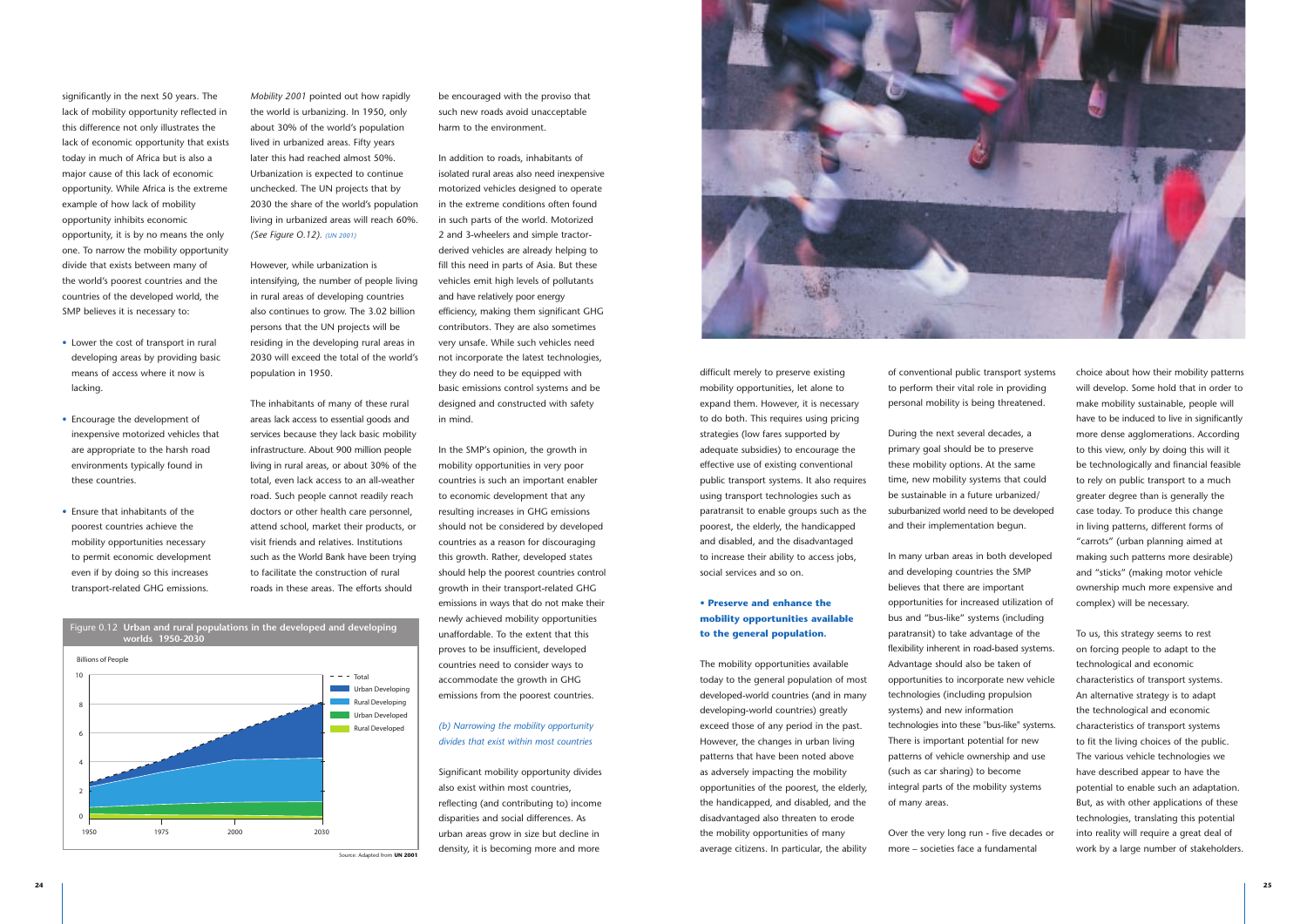significantly in the next 50 years. The lack of mobility opportunity reflected in this difference not only illustrates the lack of economic opportunity that exists today in much of Africa but is also a major cause of this lack of economic opportunity. While Africa is the extreme example of how lack of mobility opportunity inhibits economic opportunity, it is by no means the only one. To narrow the mobility opportunity divide that exists between many of the world's poorest countries and the countries of the developed world, the SMP believes it is necessary to:

- Lower the cost of transport in rural developing areas by providing basic means of access where it now is lacking.
- Encourage the development of inexpensive motorized vehicles that are appropriate to the harsh road environments typically found in these countries.
- Ensure that inhabitants of the poorest countries achieve the mobility opportunities necessary to permit economic development even if by doing so this increases transport-related GHG emissions.

*Mobility 2001* pointed out how rapidly the world is urbanizing. In 1950, only about 30% of the world's population lived in urbanized areas. Fifty years later this had reached almost 50%. Urbanization is expected to continue unchecked. The UN projects that by 2030 the share of the world's population living in urbanized areas will reach 60%. *(See Figure O.12). (UN 2001)*

However, while urbanization is intensifying, the number of people living in rural areas of developing countries also continues to grow. The 3.02 billion persons that the UN projects will be residing in the developing rural areas in 2030 will exceed the total of the world's population in 1950.

The inhabitants of many of these rural areas lack access to essential goods and services because they lack basic mobility infrastructure. About 900 million people living in rural areas, or about 30% of the total, even lack access to an all-weather road. Such people cannot readily reach doctors or other health care personnel, attend school, market their products, or visit friends and relatives. Institutions such as the World Bank have been trying to facilitate the construction of rural roads in these areas. The efforts should be encouraged with the proviso that such new roads avoid unacceptable harm to the environment.

Figure 0.12 **Urban and rural populations in the developed and developing worlds 1950-2030**

Source: Adapted from **UN 2001**

In addition to roads, inhabitants of isolated rural areas also need inexpensive motorized vehicles designed to operate in the extreme conditions often found in such parts of the world. Motorized 2 and 3-wheelers and simple tractor-derived vehicles are already helping to fill this need in parts of Asia. But these vehicles emit high levels of pollutants and have relatively poor energy efficiency, making them significant GHG contributors. They are also sometimes very unsafe. While such vehicles need not incorporate the latest technologies, they do need to be equipped with basic emissions control systems and be designed and constructed with safety in mind.

In the SMP's opinion, the growth in mobility opportunities in very poor countries is such an important enabler to economic development that any resulting increases in GHG emissions should not be considered by developed countries as a reason for discouraging this growth. Rather, developed states should help the poorest countries control growth in their transport-related GHG emissions in ways that do not make their newly achieved mobility opportunities unaffordable. To the extent that this proves to be insufficient, developed countries need to consider ways to accommodate the growth in GHG emissions from the poorest countries.

*(b) Narrowing the mobility opportunity divides that exist within most countries*

Significant mobility opportunity divides also exist within most countries, reflecting (and contributing to) income disparities and social differences. As urban areas grow in size but decline in density, it is becoming more and more difficult merely to preserve existing mobility opportunities, let alone to expand them. However, it is necessary to do both. This requires using pricing strategies (low fares supported by adequate subsidies) to encourage the effective use of existing conventional public transport systems. It also requires using transport technologies such as paratransit to enable groups such as the poorest, the elderly, the handicapped and disabled, and the disadvantaged to increase their ability to access jobs, social services and so on.

**• Preserve and enhance the mobility opportunities available to the general population.**

The mobility opportunities available today to the general population of most developed-world countries (and in many developing-world countries) greatly exceed those of any period in the past. However, the changes in urban living patterns that have been noted above as adversely impacting the mobility opportunities of the poorest, the elderly, the handicapped, and disabled, and the disadvantaged also threaten to erode the mobility opportunities of many average citizens. In particular, the ability of conventional public transport systems to perform their vital role in providing personal mobility is being threatened.

During the next several decades, a primary goal should be to preserve these mobility options. At the same time, new mobility systems that could be sustainable in a future urbanized/ suburbanized world need to be developed and their implementation begun.

In many urban areas in both developed and developing countries the SMP believes that there are important opportunities for increased utilization of bus and "bus-like" systems (including paratransit) to take advantage of the flexibility inherent in road-based systems. Advantage should also be taken of opportunities to incorporate new vehicle technologies (including propulsion systems) and new information technologies into these "bus-like" systems. There is important potential for new patterns of vehicle ownership and use (such as car sharing) to become integral parts of the mobility systems of many areas.

Over the very long run - five decades or more – societies face a fundamental choice about how their mobility patterns will develop. Some hold that in order to make mobility sustainable, people will have to be induced to live in significantly more dense agglomerations. According to this view, only by doing this will it be technologically and financial feasible to rely on public transport to a much greater degree than is generally the case today. To produce this change in living patterns, different forms of "carrots" (urban planning aimed at making such patterns more desirable) and "sticks" (making motor vehicle ownership much more expensive and complex) will be necessary.

To us, this strategy seems to rest on forcing people to adapt to the technological and economic characteristics of transport systems. An alternative strategy is to adapt the technological and economic characteristics of transport systems to fit the living choices of the public. The various vehicle technologies we have described appear to have the potential to enable such an adaptation. But, as with other applications of these technologies, translating this potential into reality will require a great deal of work by a large number of stakeholders.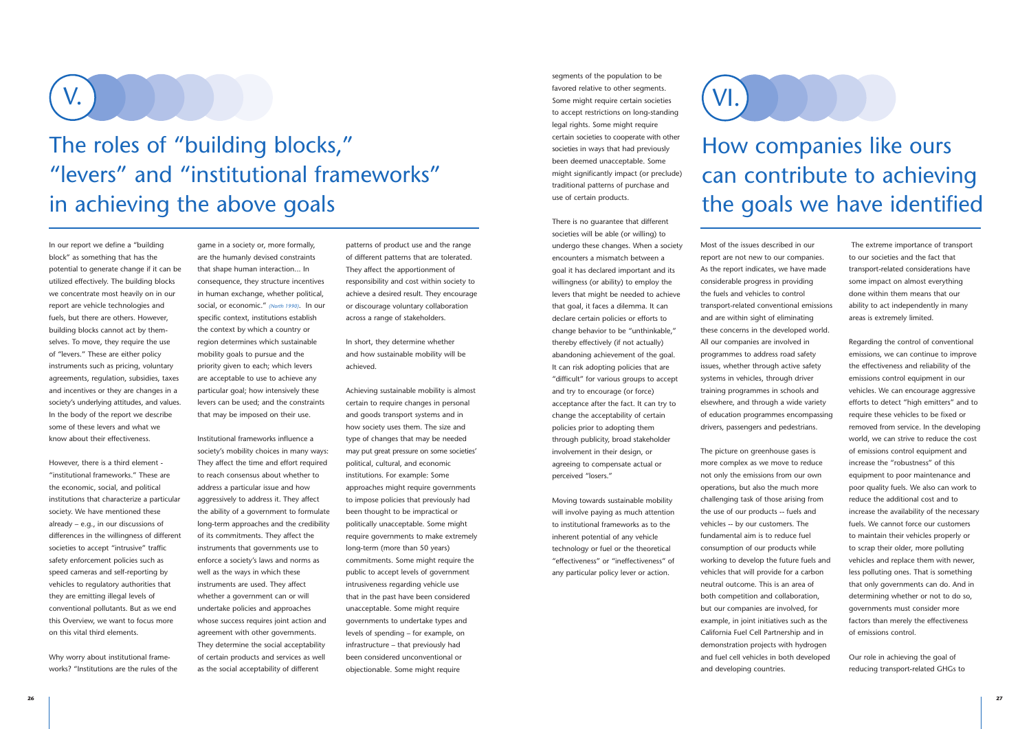# V. The roles of "building blocks," "levers" and "institutional frameworks" in achieving the above goals

In our report we define a "building block" as something that has the potential to generate change if it can be utilized effectively. The building blocks we concentrate most heavily on in our report are vehicle technologies and fuels, but there are others. However, building blocks cannot act by themselves. To move, they require the use of "levers." These are either policy instruments such as pricing, voluntary agreements, regulation, subsidies, taxes and incentives or they are changes in a society's underlying attitudes, and values. In the body of the report we describe some of these levers and what we know about their effectiveness.

However, there is a third element - "institutional frameworks." These are the economic, social, and political institutions that characterize a particular society. We have mentioned these already – e.g., in our discussions of differences in the willingness of different societies to accept "intrusive" traffic safety enforcement policies such as speed cameras and self-reporting by vehicles to regulatory authorities that they are emitting illegal levels of conventional pollutants. But as we end this Overview, we want to focus more on this vital third elements.

Why worry about institutional frameworks? "Institutions are the rules of the game in a society or, more formally, are the humanly devised constraints that shape human interaction… In consequence, they structure incentives in human exchange, whether political, social, or economic." *(North 1990)*. In our specific context, institutions establish the context by which a country or region determines which sustainable mobility goals to pursue and the priority given to each; which levers are acceptable to use to achieve any particular goal; how intensively these levers can be used; and the constraints that may be imposed on their use.

Institutional frameworks influence a society's mobility choices in many ways: They affect the time and effort required to reach consensus about whether to address a particular issue and how aggressively to address it. They affect the ability of a government to formulate long-term approaches and the credibility of its commitments. They affect the instruments that governments use to enforce a society's laws and norms as well as the ways in which these instruments are used. They affect whether a government can or will undertake policies and approaches whose success requires joint action and agreement with other governments. They determine the social acceptability of certain products and services as well as the social acceptability of different patterns of product use and the range of different patterns that are tolerated. They affect the apportionment of responsibility and cost within society to achieve a desired result. They encourage or discourage voluntary collaboration across a range of stakeholders.

In short, they determine whether and how sustainable mobility will be achieved.

Achieving sustainable mobility is almost certain to require changes in personal and goods transport systems and in how society uses them. The size and type of changes that may be needed may put great pressure on some societies' political, cultural, and economic institutions. For example: Some approaches might require governments to impose policies that previously had been thought to be impractical or politically unacceptable. Some might require governments to make extremely long-term (more than 50 years) commitments. Some might require the public to accept levels of government intrusiveness regarding vehicle use that in the past have been considered unacceptable. Some might require governments to undertake types and levels of spending – for example, on infrastructure – that previously had been considered unconventional or objectionable. Some might require segments of the population to be favored relative to other segments. Some might require certain societies to accept restrictions on long-standing legal rights. Some might require certain societies to cooperate with other societies in ways that had previously been deemed unacceptable. Some might significantly impact (or preclude) traditional patterns of purchase and use of certain products.

There is no guarantee that different societies will be able (or willing) to undergo these changes. When a society encounters a mismatch between a goal it has declared important and its willingness (or ability) to employ the levers that might be needed to achieve that goal, it faces a dilemma. It can declare certain policies or efforts to change behavior to be "unthinkable," thereby effectively (if not actually) abandoning achievement of the goal. It can risk adopting policies that are "difficult" for various groups to accept and try to encourage (or force) acceptance after the fact. It can try to change the acceptability of certain policies prior to adopting them through publicity, broad stakeholder involvement in their design, or agreeing to compensate actual or perceived "losers."

Moving towards sustainable mobility will involve paying as much attention to institutional frameworks as to the inherent potential of any vehicle technology or fuel or the theoretical "effectiveness" or "ineffectiveness" of any particular policy lever or action.

# VI. How companies like ours can contribute to achieving the goals we have identified

Most of the issues described in our report are not new to our companies. As the report indicates, we have made considerable progress in providing the fuels and vehicles to control transport-related conventional emissions and are within sight of eliminating these concerns in the developed world. All our companies are involved in programmes to address road safety issues, whether through active safety systems in vehicles, through driver training programmes in schools and elsewhere, and through a wide variety of education programmes encompassing drivers, passengers and pedestrians.

The picture on greenhouse gases is more complex as we move to reduce not only the emissions from our own operations, but also the much more challenging task of those arising from the use of our products -- fuels and vehicles -- by our customers. The fundamental aim is to reduce fuel consumption of our products while working to develop the future fuels and vehicles that will provide for a carbon neutral outcome. This is an area of both competition and collaboration, but our companies are involved, for example, in joint initiatives such as the California Fuel Cell Partnership and in demonstration projects with hydrogen and fuel cell vehicles in both developed and developing countries.

The extreme importance of transport to our societies and the fact that transport-related considerations have some impact on almost everything done within them means that our ability to act independently in many areas is extremely limited.

Regarding the control of conventional emissions, we can continue to improve the effectiveness and reliability of the emissions control equipment in our vehicles. We can encourage aggressive efforts to detect "high emitters" and to require these vehicles to be fixed or removed from service. In the developing world, we can strive to reduce the cost of emissions control equipment and increase the "robustness" of this equipment to poor maintenance and poor quality fuels. We also can work to reduce the additional cost and to increase the availability of the necessary fuels. We cannot force our customers to maintain their vehicles properly or to scrap their older, more polluting vehicles and replace them with newer, less polluting ones. That is something that only governments can do. And in determining whether or not to do so, governments must consider more factors than merely the effectiveness of emissions control.

Our role in achieving the goal of reducing transport-related GHGs to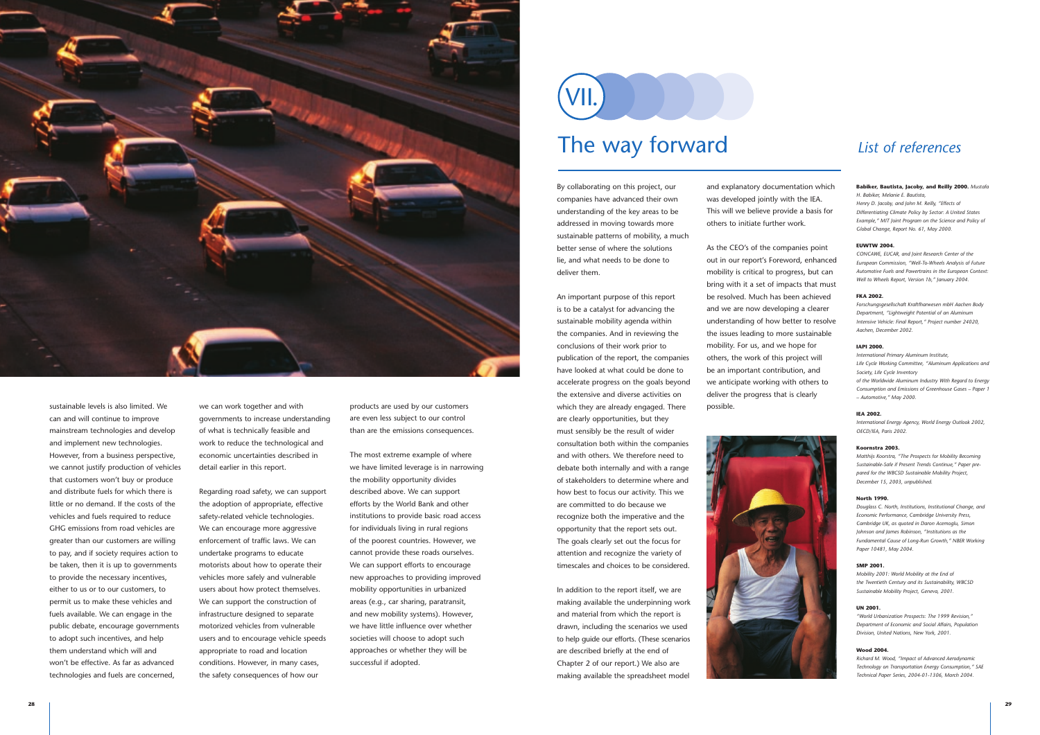sustainable levels is also limited. We can and will continue to improve mainstream technologies and develop and implement new technologies. However, from a business perspective, we cannot justify production of vehicles that customers won't buy or produce and distribute fuels for which there is little or no demand. If the costs of the vehicles and fuels required to reduce GHG emissions from road vehicles are greater than our customers are willing to pay, and if society requires action to be taken, then it is up to governments to provide the necessary incentives, either to us or to our customers, to permit us to make these vehicles and fuels available. We can engage in the public debate, encourage governments to adopt such incentives, and help them understand which will and won't be effective. As far as advanced technologies and fuels are concerned, we can work together and with governments to increase understanding of what is technically feasible and work to reduce the technological and economic uncertainties described in detail earlier in this report.

Regarding road safety, we can support the adoption of appropriate, effective safety-related vehicle technologies. We can encourage more aggressive enforcement of traffic laws. We can undertake programs to educate motorists about how to operate their vehicles more safely and vulnerable users about how protect themselves. We can support the construction of infrastructure designed to separate motorized vehicles from vulnerable users and to encourage vehicle speeds appropriate to road and location conditions. However, in many cases, the safety consequences of how our products are used by our customers are even less subject to our control than are the emissions consequences.

The most extreme example of where we have limited leverage is in narrowing the mobility opportunity divides described above. We can support efforts by the World Bank and other institutions to provide basic road access for individuals living in rural regions of the poorest countries. However, we cannot provide these roads ourselves. We can support efforts to encourage new approaches to providing improved mobility opportunities in urbanized areas (e.g., car sharing, paratransit, and new mobility systems). However, we have little influence over whether societies will choose to adopt such approaches or whether they will be successful if adopted.

# VII. The way forward

By collaborating on this project, our companies have advanced their own understanding of the key areas to be addressed in moving towards more sustainable patterns of mobility, a much better sense of where the solutions lie, and what needs to be done to deliver them.

An important purpose of this report is to be a catalyst for advancing the sustainable mobility agenda within the companies. And in reviewing the conclusions of their work prior to publication of the report, the companies have looked at what could be done to accelerate progress on the goals beyond the extensive and diverse activities on which they are already engaged. There are clearly opportunities, but they must sensibly be the result of wider consultation both within the companies and with others. We therefore need to debate both internally and with a range of stakeholders to determine where and how best to focus our activity. This we are committed to do because we recognize both the imperative and the opportunity that the report sets out. The goals clearly set out the focus for attention and recognize the variety of timescales and choices to be considered.

In addition to the report itself, we are making available the underpinning work and material from which the report is drawn, including the scenarios we used to help guide our efforts. (These scenarios are described briefly at the end of Chapter 2 of our report.) We also are making available the spreadsheet model and explanatory documentation which was developed jointly with the IEA. This will we believe provide a basis for others to initiate further work.

As the CEO's of the companies point out in our report's Foreword, enhanced mobility is critical to progress, but can bring with it a set of impacts that must be resolved. Much has been achieved and we are now developing a clearer understanding of how better to resolve the issues leading to more sustainable mobility. For us, and we hope for others, the work of this project will be an important contribution, and we anticipate working with others to deliver the progress that is clearly possible.

## *List of references*

**Babiker, Bautista, Jacoby, and Reilly 2000.** *Mustafa H. Babiker, Melanie E. Bautista, Henry D. Jacoby, and John M. Reilly, "Effects of Differentiating Climate Policy by Sector: A United States Example," MIT Joint Program on the Science and Policy of Global Change, Report No. 61, May 2000.*

**EUWTW 2004.**
*CONCAWE, EUCAR, and Joint Research Center of the European Commission, "Well-To-Wheels Analysis of Future Automotive Fuels and Powertrains in the European Context: Well to Wheels Report, Version 1b," January 2004.*

**FKA 2002.**
*Forschungsgesellschaft Kraftfharwesen mbH Aachen Body Department, "Lightweight Potential of an Aluminum Intensive Vehicle: Final Report," Project number 24020, Aachen, December 2002.*

**IAPI 2000.**
*International Primary Aluminum Institute, Life Cycle Working Committee, "Aluminum Applications and Society, Life Cycle Inventory of the Worldwide Aluminum Industry With Regard to Energy Consumption and Emissions of Greenhouse Gases – Paper 1 – Automotive," May 2000.*

**IEA 2002.**
*International Energy Agency, World Energy Outlook 2002, OECD/IEA, Paris 2002.*

**Koornstra 2003.**
*Matthijs Koorstra, "The Prospects for Mobility Becoming Sustainable-Safe if Present Trends Continue," Paper prepared for the WBCSD Sustainable Mobility Project, December 15, 2003, unpublished.*

**North 1990.**
*Douglass C. North, Institutions, Institutional Change, and Economic Performance, Cambridge University Press, Cambridge UK, as quoted in Daron Acemoglu, Simon Johnson and James Robinson, "Institutions as the Fundamental Cause of Long-Run Growth," NBER Working Paper 10481, May 2004.*

**SMP 2001.**
*Mobility 2001: World Mobility at the End of the Twentieth Century and its Sustainability, WBCSD Sustainable Mobility Project, Geneva, 2001.*

**UN 2001.**
*"World Urbanization Prospects: The 1999 Revision," Department of Economic and Social Affairs, Population Division, United Nations, New York, 2001.*

**Wood 2004.**
*Richard M. Wood, "Impact of Advanced Aerodynamic Technology on Transportation Energy Consumption," SAE Technical Paper Series, 2004-01-1306, March 2004.*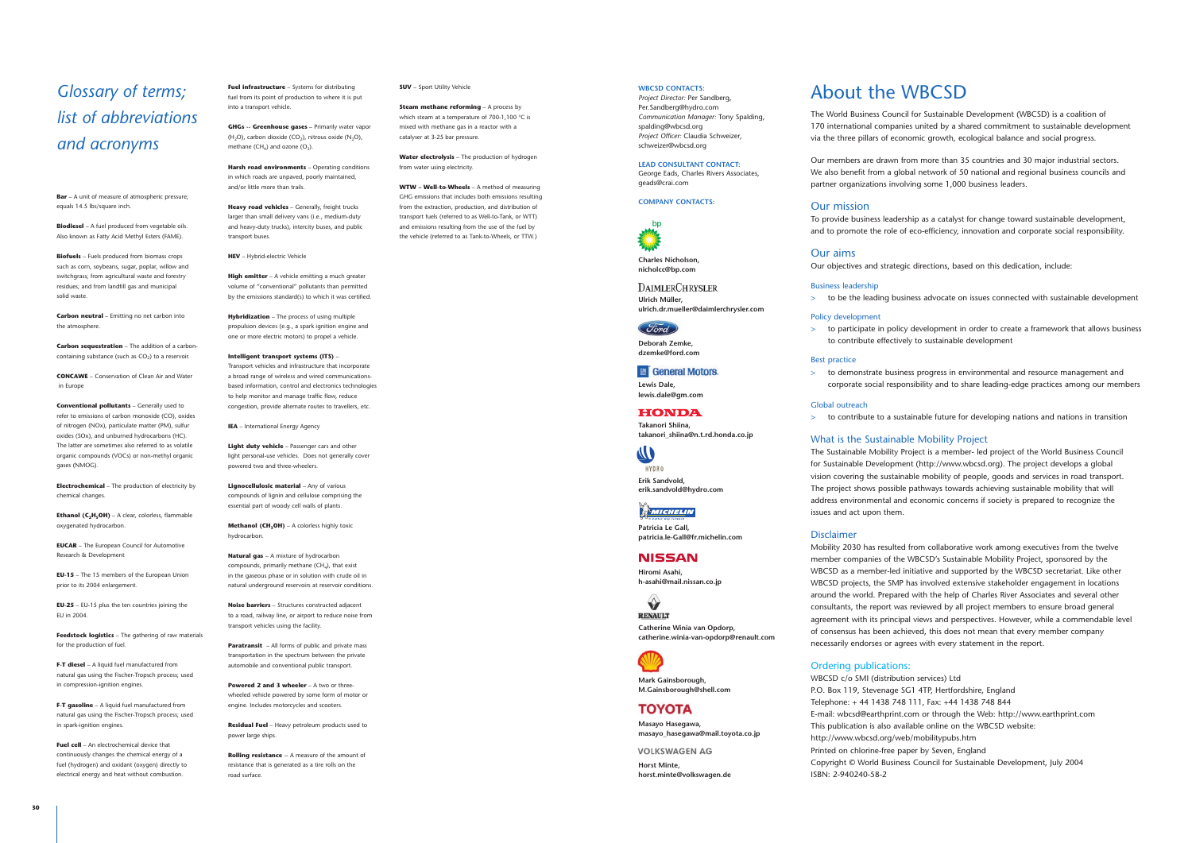# *Glossary of terms; list of abbreviations and acronyms*

**Bar** – A unit of measure of atmospheric pressure; equals 14.5 lbs/square inch.

**Biodiesel** – A fuel produced from vegetable oils. Also known as Fatty Acid Methyl Esters (FAME).

**Biofuels** – Fuels produced from biomass crops such as corn, soybeans, sugar, poplar, willow and switchgrass; from agricultural waste and forestry residues; and from landfill gas and municipal solid waste.

**Carbon neutral** – Emitting no net carbon into the atmosphere.

**Carbon sequestration** – The addition of a carbon-containing substance (such as $CO_2$) to a reservoir.

**CONCAWE** – Conservation of Clean Air and Water in Europe

**Conventional pollutants** – Generally used to refer to emissions of carbon monoxide (CO), oxides of nitrogen (NOx), particulate matter (PM), sulfur oxides (SOx), and unburned hydrocarbons (HC). The latter are sometimes also referred to as volatile organic compounds (VOCs) or non-methyl organic gases (NMOG).

**Electrochemical** – The production of electricity by chemical changes.

**Ethanol ($C_2H_5OH$)** – A clear, colorless, flammable oxygenated hydrocarbon.

**EUCAR** – The European Council for Automotive Research & Development

**EU-15** – The 15 members of the European Union prior to its 2004 enlargement.

**EU-25** – EU-15 plus the ten countries joining the EU in 2004.

**Feedstock logistics** – The gathering of raw materials for the production of fuel.

**F-T diesel** – A liquid fuel manufactured from natural gas using the Fischer-Tropsch process; used in compression-ignition engines.

**F-T gasoline** – A liquid fuel manufactured from natural gas using the Fischer-Tropsch process; used in spark-ignition engines.

**Fuel cell** – An electrochemical device that continuously changes the chemical energy of a fuel (hydrogen) and oxidant (oxygen) directly to electrical energy and heat without combustion.

**Fuel infrastructure** – Systems for distributing fuel from its point of production to where it is put into a transport vehicle.

**GHGs -- Greenhouse gases** – Primarily water vapor ($H_2O$), carbon dioxide ($CO_2$), nitrous oxide ($N_2O$), methane ($CH_4$) and ozone ($O_3$).

**Harsh road environments** – Operating conditions in which roads are unpaved, poorly maintained, and/or little more than trails.

**Heavy road vehicles** – Generally, freight trucks larger than small delivery vans (i.e., medium-duty and heavy-duty trucks), intercity buses, and public transport buses.

**HEV** – Hybrid-electric Vehicle

**High emitter** – A vehicle emitting a much greater volume of "conventional" pollutants than permitted by the emissions standard(s) to which it was certified.

**Hybridization** – The process of using multiple propulsion devices (e.g., a spark ignition engine and one or more electric motors) to propel a vehicle.

**Intelligent transport systems (ITS)** – Transport vehicles and infrastructure that incorporate a broad range of wireless and wired communications-based information, control and electronics technologies to help monitor and manage traffic flow, reduce congestion, provide alternate routes to travellers, etc.

**IEA** – International Energy Agency

**Light duty vehicle** – Passenger cars and other light personal-use vehicles. Does not generally cover powered two and three-wheelers.

**Lignocellulosic material** – Any of various compounds of lignin and cellulose comprising the essential part of woody cell walls of plants.

**Methanol ($CH_3OH$)** – A colorless highly toxic hydrocarbon.

**Natural gas** – A mixture of hydrocarbon compounds, primarily methane ($CH_4$), that exist in the gaseous phase or in solution with crude oil in natural underground reservoirs at reservoir conditions.

**Noise barriers** – Structures constructed adjacent to a road, railway line, or airport to reduce noise from transport vehicles using the facility.

**Paratransit** – All forms of public and private mass transportation in the spectrum between the private automobile and conventional public transport.

**Powered 2 and 3 wheeler** – A two or three-wheeled vehicle powered by some form of motor or engine. Includes motorcycles and scooters.

**Residual Fuel** – Heavy petroleum products used to power large ships.

**Rolling resistance** – A measure of the amount of resistance that is generated as a tire rolls on the road surface.

**SUV** – Sport Utility Vehicle

**Steam methane reforming** – A process by which steam at a temperature of 700-1,100 °C is mixed with methane gas in a reactor with a catalyser at 3-25 bar pressure.

**Water electrolysis** – The production of hydrogen from water using electricity.

**WTW – Well-to-Wheels** – A method of measuring GHG emissions that includes both emissions resulting from the extraction, production, and distribution of transport fuels (referred to as Well-to-Tank, or WTT) and emissions resulting from the use of the fuel by the vehicle (referred to as Tank-to-Wheels, or TTW.)

**WBCSD CONTACTS:**

*Project Director:* Per Sandberg, Per.Sandberg@hydro.com
*Communication Manager:* Tony Spalding, spalding@wbcsd.org
*Project Officer:* Claudia Schweizer, schweizer@wbcsd.org

**LEAD CONSULTANT CONTACT:**

George Eads, Charles Rivers Associates, geads@crai.com

**COMPANY CONTACTS:**

bp
**Charles Nicholson, nicholcc@bp.com**

DAIMLERCHRYSLER
**Ulrich Müller, ulrich.dr.mueller@daimlerchrysler.com**

Ford
**Deborah Zemke, dzemke@ford.com**

General Motors
**Lewis Dale, lewis.dale@gm.com**

HONDA
**Takanori Shiina, takanori_shiina@n.t.rd.honda.co.jp**

HYDRO
**Erik Sandvold, erik.sandvold@hydro.com**

MICHELIN
**Patricia Le Gall, patricia.le-Gall@fr.michelin.com**

NISSAN
**Hiromi Asahi, h-asahi@mail.nissan.co.jp**

RENAULT
**Catherine Winia van Opdorp, catherine.winia-van-opdorp@renault.com**

Shell
**Mark Gainsborough, M.Gainsborough@shell.com**

TOYOTA
**Masayo Hasegawa, masayo_hasegawa@mail.toyota.co.jp**

VOLKSWAGEN AG
**Horst Minte, horst.minte@volkswagen.de**

# About the WBCSD

The World Business Council for Sustainable Development (WBCSD) is a coalition of 170 international companies united by a shared commitment to sustainable development via the three pillars of economic growth, ecological balance and social progress.

Our members are drawn from more than 35 countries and 30 major industrial sectors. We also benefit from a global network of 50 national and regional business councils and partner organizations involving some 1,000 business leaders.

## Our mission

To provide business leadership as a catalyst for change toward sustainable development, and to promote the role of eco-efficiency, innovation and corporate social responsibility.

## Our aims

Our objectives and strategic directions, based on this dedication, include:

### Business leadership

> to be the leading business advocate on issues connected with sustainable development

### Policy development

> to participate in policy development in order to create a framework that allows business to contribute effectively to sustainable development

### Best practice

> to demonstrate business progress in environmental and resource management and corporate social responsibility and to share leading-edge practices among our members

### Global outreach

> to contribute to a sustainable future for developing nations and nations in transition

## What is the Sustainable Mobility Project

The Sustainable Mobility Project is a member- led project of the World Business Council for Sustainable Development (http://www.wbcsd.org). The project develops a global vision covering the sustainable mobility of people, goods and services in road transport. The project shows possible pathways towards achieving sustainable mobility that will address environmental and economic concerns if society is prepared to recognize the issues and act upon them.

## Disclaimer

Mobility 2030 has resulted from collaborative work among executives from the twelve member companies of the WBCSD's Sustainable Mobility Project, sponsored by the WBCSD as a member-led initiative and supported by the WBCSD secretariat. Like other WBCSD projects, the SMP has involved extensive stakeholder engagement in locations around the world. Prepared with the help of Charles River Associates and several other consultants, the report was reviewed by all project members to ensure broad general agreement with its principal views and perspectives. However, while a commendable level of consensus has been achieved, this does not mean that every member company necessarily endorses or agrees with every statement in the report.

## Ordering publications:

WBCSD c/o SMI (distribution services) Ltd
P.O. Box 119, Stevenage SG1 4TP, Hertfordshire, England
Telephone: + 44 1438 748 111, Fax: +44 1438 748 844
E-mail: wbcsd@earthprint.com or through the Web: http://www.earthprint.com
This publication is also available online on the WBCSD website:
http://www.wbcsd.org/web/mobilitypubs.htm
Printed on chlorine-free paper by Seven, England
Copyright © World Business Council for Sustainable Development, July 2004
ISBN: 2-940240-58-2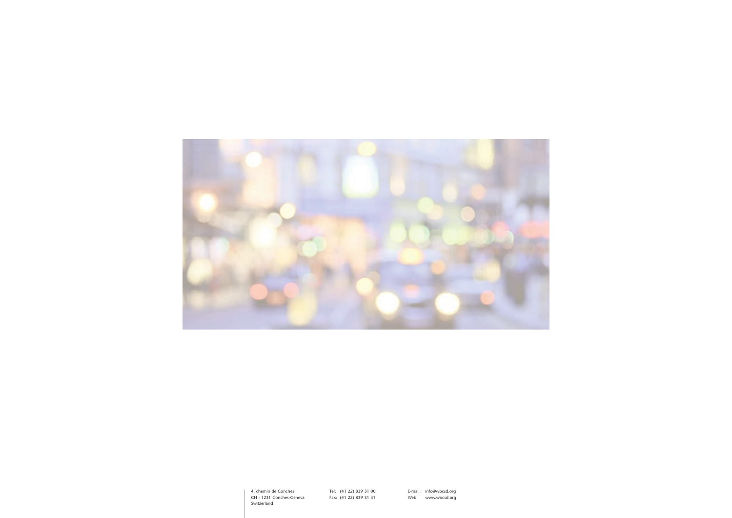4, chemin de Conches
CH - 1231 Conches-Geneva
Switzerland

Tel: (41 22) 839 31 00
Fax: (41 22) 839 31 31

E-mail: info@wbcsd.org
Web: www.wbcsd.org